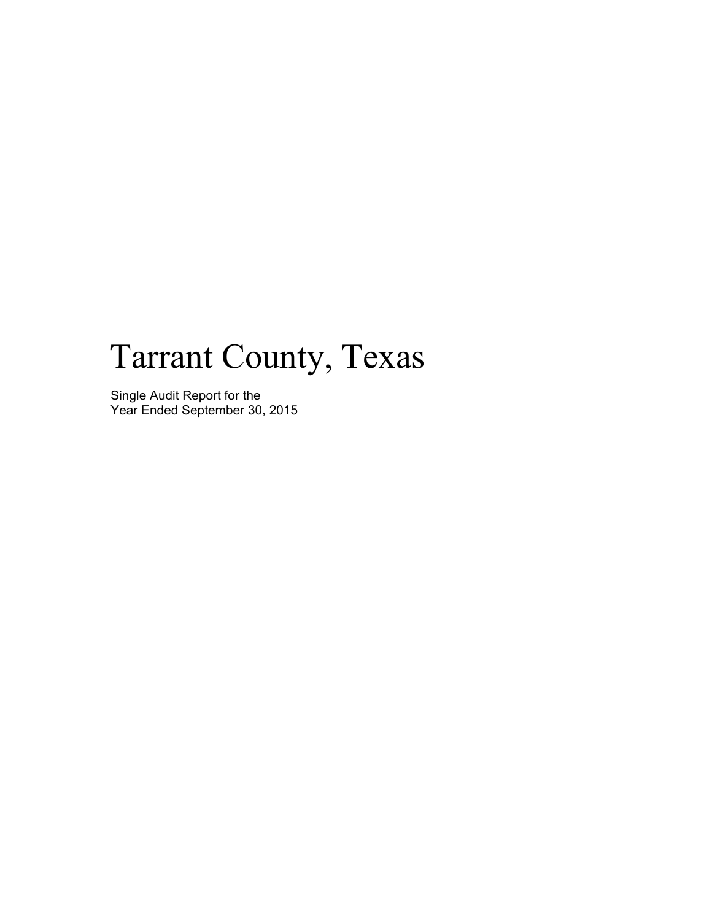# Tarrant County, Texas

Single Audit Report for the
Year Ended September 30, 2015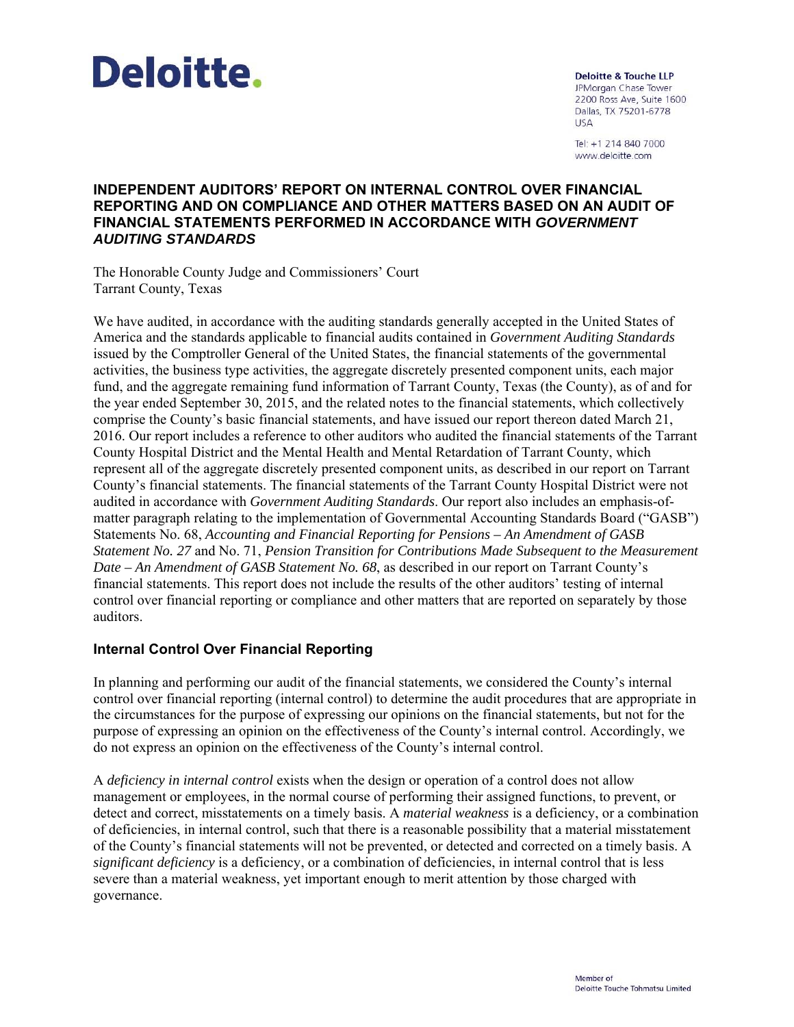**Deloitte.**

**Deloitte & Touche LLP**
JPMorgan Chase Tower
2200 Ross Ave, Suite 1600
Dallas, TX 75201-6778
USA

Tel: +1 214 840 7000
www.deloitte.com

## INDEPENDENT AUDITORS' REPORT ON INTERNAL CONTROL OVER FINANCIAL REPORTING AND ON COMPLIANCE AND OTHER MATTERS BASED ON AN AUDIT OF FINANCIAL STATEMENTS PERFORMED IN ACCORDANCE WITH *GOVERNMENT AUDITING STANDARDS*

The Honorable County Judge and Commissioners' Court
Tarrant County, Texas

We have audited, in accordance with the auditing standards generally accepted in the United States of America and the standards applicable to financial audits contained in *Government Auditing Standards* issued by the Comptroller General of the United States, the financial statements of the governmental activities, the business type activities, the aggregate discretely presented component units, each major fund, and the aggregate remaining fund information of Tarrant County, Texas (the County), as of and for the year ended September 30, 2015, and the related notes to the financial statements, which collectively comprise the County's basic financial statements, and have issued our report thereon dated March 21, 2016. Our report includes a reference to other auditors who audited the financial statements of the Tarrant County Hospital District and the Mental Health and Mental Retardation of Tarrant County, which represent all of the aggregate discretely presented component units, as described in our report on Tarrant County's financial statements. The financial statements of the Tarrant County Hospital District were not audited in accordance with *Government Auditing Standards*. Our report also includes an emphasis-of-matter paragraph relating to the implementation of Governmental Accounting Standards Board ("GASB") Statements No. 68, *Accounting and Financial Reporting for Pensions – An Amendment of GASB Statement No. 27* and No. 71, *Pension Transition for Contributions Made Subsequent to the Measurement Date – An Amendment of GASB Statement No. 68*, as described in our report on Tarrant County's financial statements. This report does not include the results of the other auditors' testing of internal control over financial reporting or compliance and other matters that are reported on separately by those auditors.

### Internal Control Over Financial Reporting

In planning and performing our audit of the financial statements, we considered the County's internal control over financial reporting (internal control) to determine the audit procedures that are appropriate in the circumstances for the purpose of expressing our opinions on the financial statements, but not for the purpose of expressing an opinion on the effectiveness of the County's internal control. Accordingly, we do not express an opinion on the effectiveness of the County's internal control.

A *deficiency in internal control* exists when the design or operation of a control does not allow management or employees, in the normal course of performing their assigned functions, to prevent, or detect and correct, misstatements on a timely basis. A *material weakness* is a deficiency, or a combination of deficiencies, in internal control, such that there is a reasonable possibility that a material misstatement of the County's financial statements will not be prevented, or detected and corrected on a timely basis. A *significant deficiency* is a deficiency, or a combination of deficiencies, in internal control that is less severe than a material weakness, yet important enough to merit attention by those charged with governance.

Member of
Deloitte Touche Tohmatsu Limited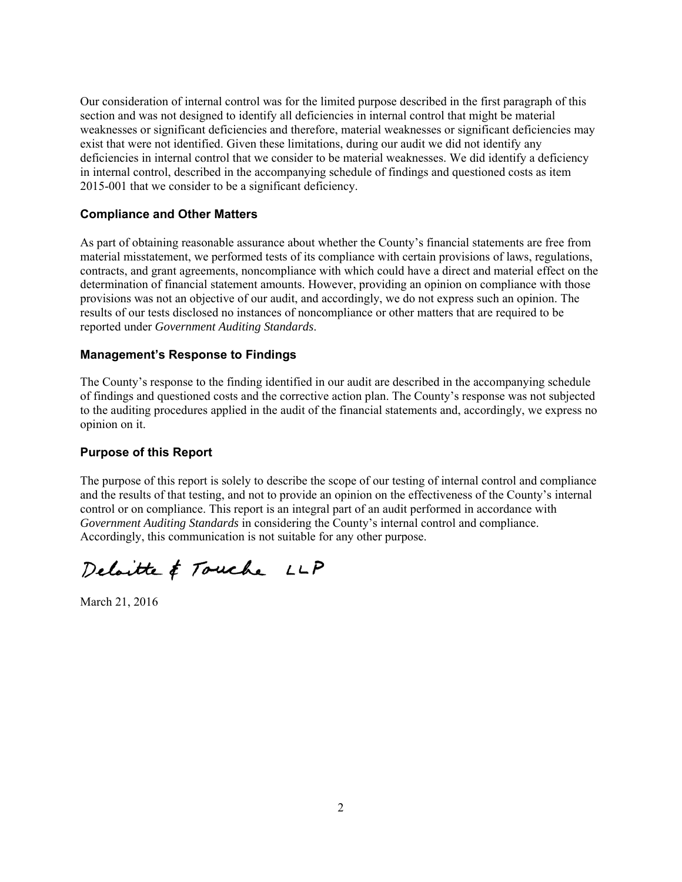Our consideration of internal control was for the limited purpose described in the first paragraph of this section and was not designed to identify all deficiencies in internal control that might be material weaknesses or significant deficiencies and therefore, material weaknesses or significant deficiencies may exist that were not identified. Given these limitations, during our audit we did not identify any deficiencies in internal control that we consider to be material weaknesses. We did identify a deficiency in internal control, described in the accompanying schedule of findings and questioned costs as item 2015-001 that we consider to be a significant deficiency.

### Compliance and Other Matters

As part of obtaining reasonable assurance about whether the County's financial statements are free from material misstatement, we performed tests of its compliance with certain provisions of laws, regulations, contracts, and grant agreements, noncompliance with which could have a direct and material effect on the determination of financial statement amounts. However, providing an opinion on compliance with those provisions was not an objective of our audit, and accordingly, we do not express such an opinion. The results of our tests disclosed no instances of noncompliance or other matters that are required to be reported under *Government Auditing Standards*.

### Management's Response to Findings

The County's response to the finding identified in our audit are described in the accompanying schedule of findings and questioned costs and the corrective action plan. The County's response was not subjected to the auditing procedures applied in the audit of the financial statements and, accordingly, we express no opinion on it.

### Purpose of this Report

The purpose of this report is solely to describe the scope of our testing of internal control and compliance and the results of that testing, and not to provide an opinion on the effectiveness of the County's internal control or on compliance. This report is an integral part of an audit performed in accordance with *Government Auditing Standards* in considering the County's internal control and compliance. Accordingly, this communication is not suitable for any other purpose.

Deloitte & Touche LLP

March 21, 2016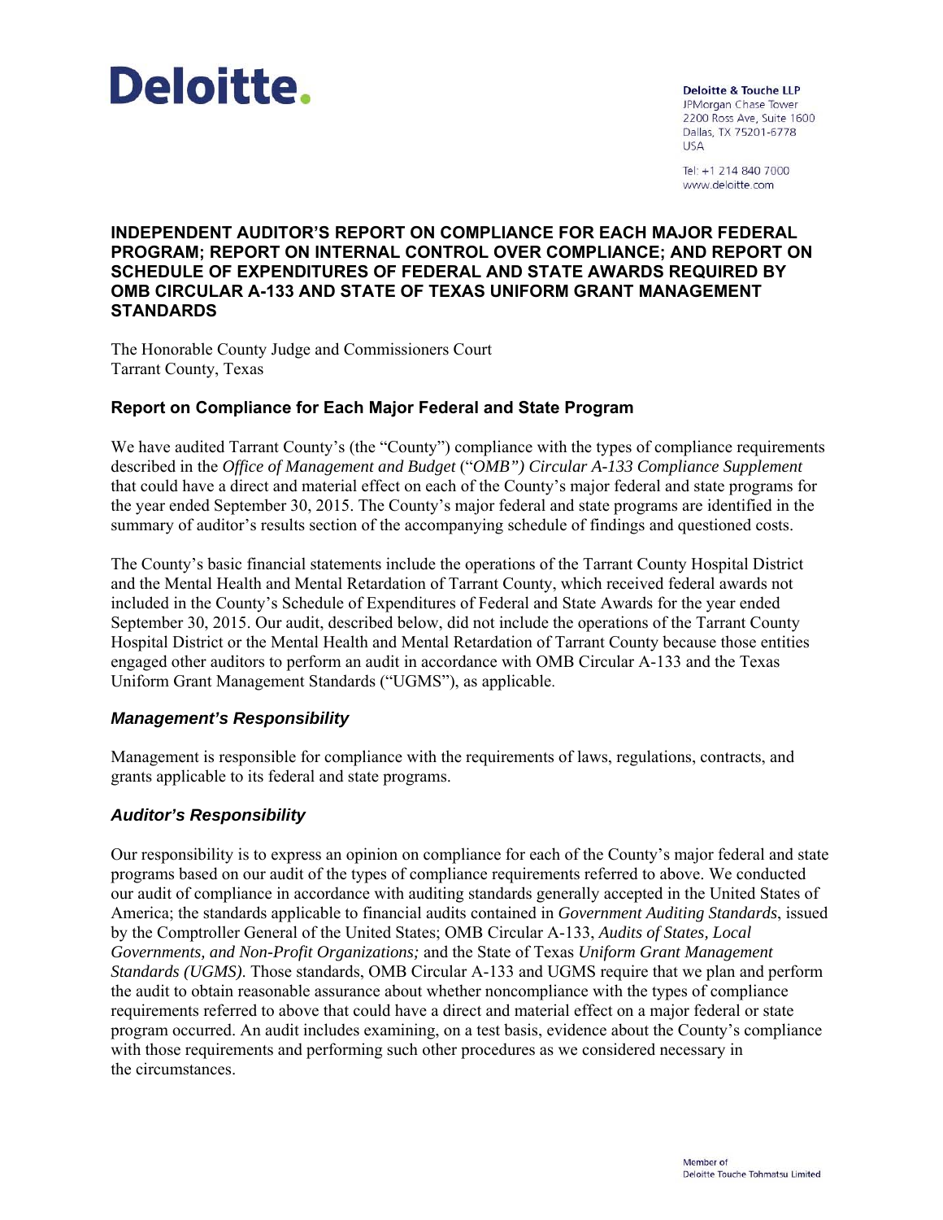**Deloitte.**

**Deloitte & Touche LLP**
JPMorgan Chase Tower
2200 Ross Ave, Suite 1600
Dallas, TX 75201-6778
USA

Tel: +1 214 840 7000
www.deloitte.com

# INDEPENDENT AUDITOR'S REPORT ON COMPLIANCE FOR EACH MAJOR FEDERAL PROGRAM; REPORT ON INTERNAL CONTROL OVER COMPLIANCE; AND REPORT ON SCHEDULE OF EXPENDITURES OF FEDERAL AND STATE AWARDS REQUIRED BY OMB CIRCULAR A-133 AND STATE OF TEXAS UNIFORM GRANT MANAGEMENT STANDARDS

The Honorable County Judge and Commissioners Court
Tarrant County, Texas

## Report on Compliance for Each Major Federal and State Program

We have audited Tarrant County's (the "County") compliance with the types of compliance requirements described in the *Office of Management and Budget* ("*OMB") Circular A-133 Compliance Supplement* that could have a direct and material effect on each of the County's major federal and state programs for the year ended September 30, 2015. The County's major federal and state programs are identified in the summary of auditor's results section of the accompanying schedule of findings and questioned costs.

The County's basic financial statements include the operations of the Tarrant County Hospital District and the Mental Health and Mental Retardation of Tarrant County, which received federal awards not included in the County's Schedule of Expenditures of Federal and State Awards for the year ended September 30, 2015. Our audit, described below, did not include the operations of the Tarrant County Hospital District or the Mental Health and Mental Retardation of Tarrant County because those entities engaged other auditors to perform an audit in accordance with OMB Circular A-133 and the Texas Uniform Grant Management Standards ("UGMS"), as applicable.

### *Management's Responsibility*

Management is responsible for compliance with the requirements of laws, regulations, contracts, and grants applicable to its federal and state programs.

### *Auditor's Responsibility*

Our responsibility is to express an opinion on compliance for each of the County's major federal and state programs based on our audit of the types of compliance requirements referred to above. We conducted our audit of compliance in accordance with auditing standards generally accepted in the United States of America; the standards applicable to financial audits contained in *Government Auditing Standards*, issued by the Comptroller General of the United States; OMB Circular A-133, *Audits of States, Local Governments, and Non-Profit Organizations;* and the State of Texas *Uniform Grant Management Standards (UGMS)*. Those standards, OMB Circular A-133 and UGMS require that we plan and perform the audit to obtain reasonable assurance about whether noncompliance with the types of compliance requirements referred to above that could have a direct and material effect on a major federal or state program occurred. An audit includes examining, on a test basis, evidence about the County's compliance with those requirements and performing such other procedures as we considered necessary in the circumstances.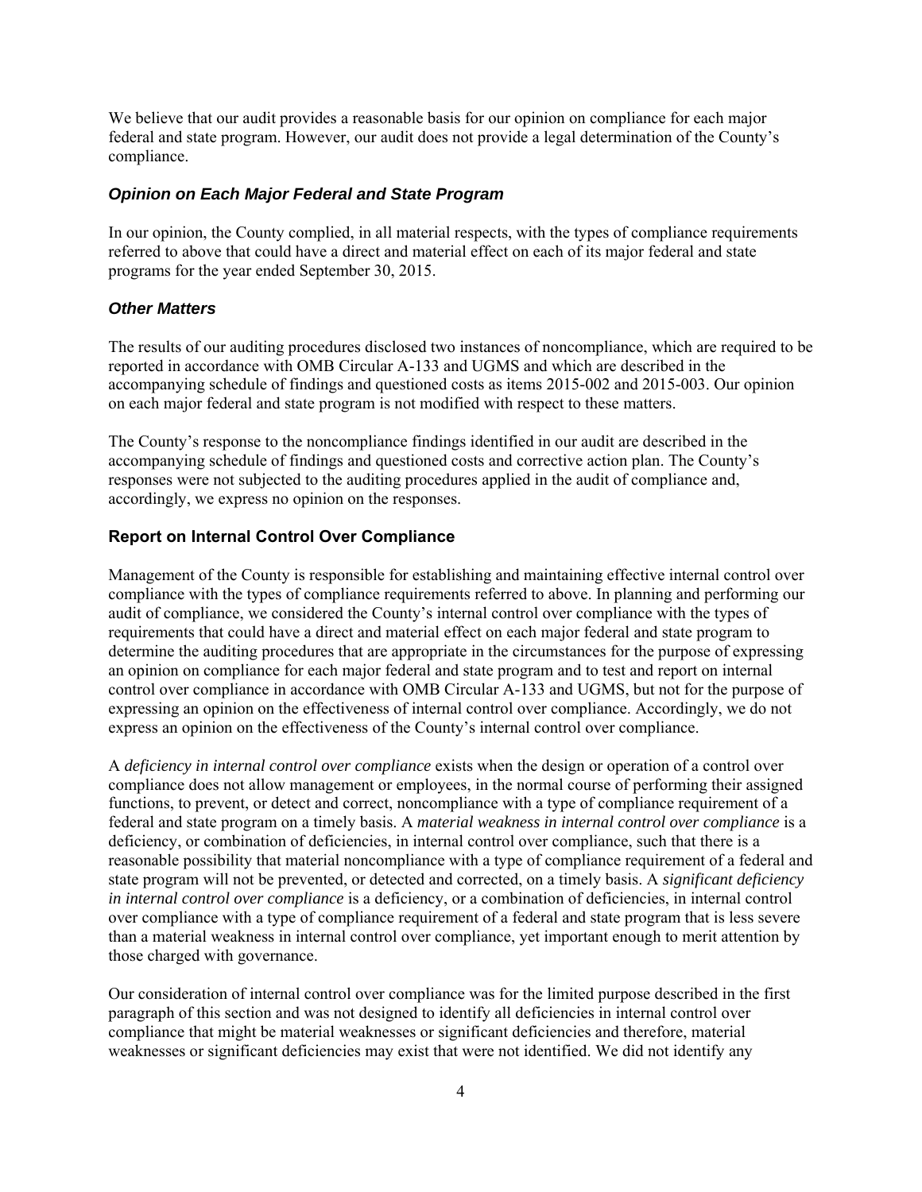We believe that our audit provides a reasonable basis for our opinion on compliance for each major federal and state program. However, our audit does not provide a legal determination of the County's compliance.

### *Opinion on Each Major Federal and State Program*

In our opinion, the County complied, in all material respects, with the types of compliance requirements referred to above that could have a direct and material effect on each of its major federal and state programs for the year ended September 30, 2015.

### *Other Matters*

The results of our auditing procedures disclosed two instances of noncompliance, which are required to be reported in accordance with OMB Circular A-133 and UGMS and which are described in the accompanying schedule of findings and questioned costs as items 2015-002 and 2015-003. Our opinion on each major federal and state program is not modified with respect to these matters.

The County's response to the noncompliance findings identified in our audit are described in the accompanying schedule of findings and questioned costs and corrective action plan. The County's responses were not subjected to the auditing procedures applied in the audit of compliance and, accordingly, we express no opinion on the responses.

## Report on Internal Control Over Compliance

Management of the County is responsible for establishing and maintaining effective internal control over compliance with the types of compliance requirements referred to above. In planning and performing our audit of compliance, we considered the County's internal control over compliance with the types of requirements that could have a direct and material effect on each major federal and state program to determine the auditing procedures that are appropriate in the circumstances for the purpose of expressing an opinion on compliance for each major federal and state program and to test and report on internal control over compliance in accordance with OMB Circular A-133 and UGMS, but not for the purpose of expressing an opinion on the effectiveness of internal control over compliance. Accordingly, we do not express an opinion on the effectiveness of the County's internal control over compliance.

A *deficiency in internal control over compliance* exists when the design or operation of a control over compliance does not allow management or employees, in the normal course of performing their assigned functions, to prevent, or detect and correct, noncompliance with a type of compliance requirement of a federal and state program on a timely basis. A *material weakness in internal control over compliance* is a deficiency, or combination of deficiencies, in internal control over compliance, such that there is a reasonable possibility that material noncompliance with a type of compliance requirement of a federal and state program will not be prevented, or detected and corrected, on a timely basis. A *significant deficiency in internal control over compliance* is a deficiency, or a combination of deficiencies, in internal control over compliance with a type of compliance requirement of a federal and state program that is less severe than a material weakness in internal control over compliance, yet important enough to merit attention by those charged with governance.

Our consideration of internal control over compliance was for the limited purpose described in the first paragraph of this section and was not designed to identify all deficiencies in internal control over compliance that might be material weaknesses or significant deficiencies and therefore, material weaknesses or significant deficiencies may exist that were not identified. We did not identify any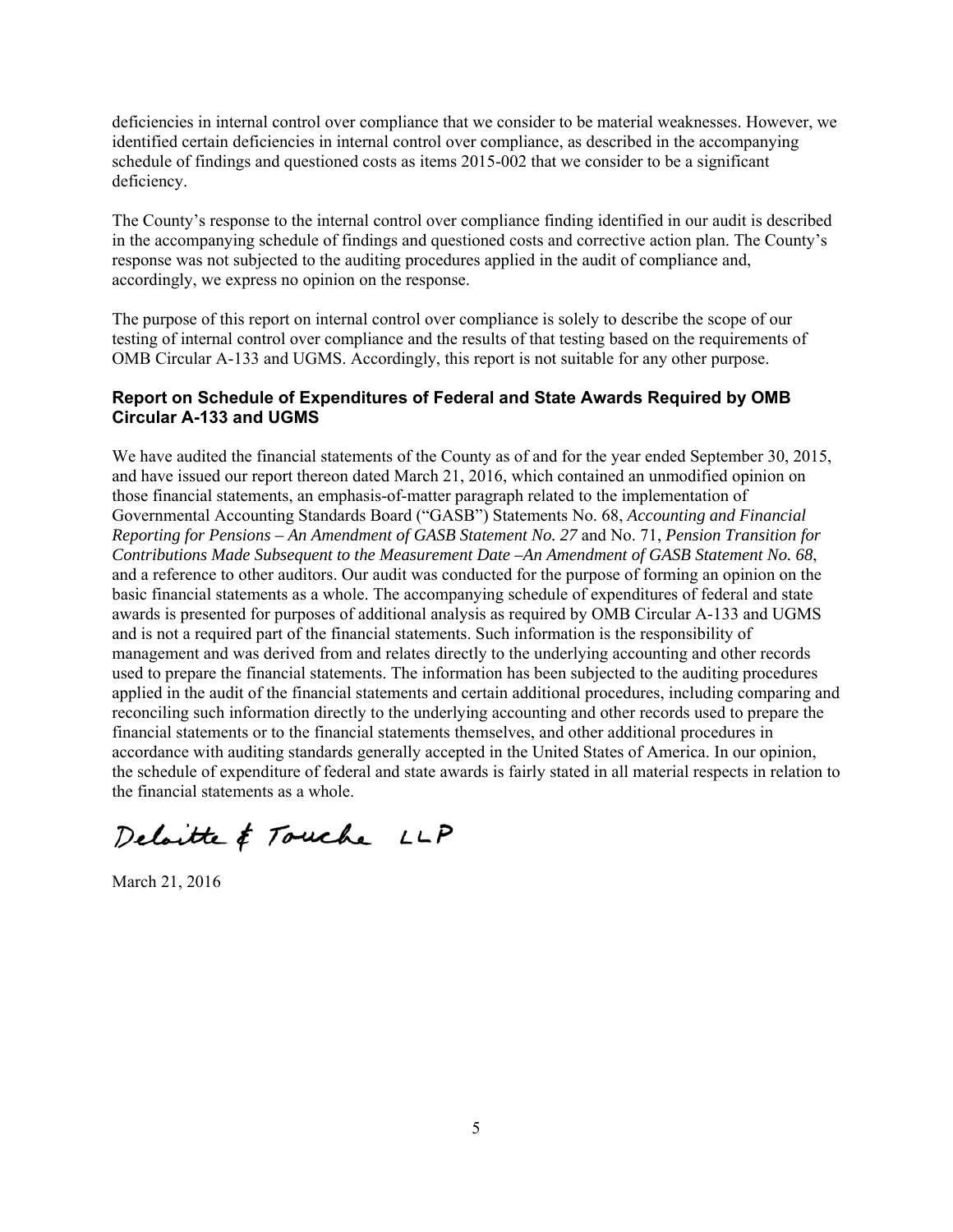deficiencies in internal control over compliance that we consider to be material weaknesses. However, we identified certain deficiencies in internal control over compliance, as described in the accompanying schedule of findings and questioned costs as items 2015-002 that we consider to be a significant deficiency.

The County's response to the internal control over compliance finding identified in our audit is described in the accompanying schedule of findings and questioned costs and corrective action plan. The County's response was not subjected to the auditing procedures applied in the audit of compliance and, accordingly, we express no opinion on the response.

The purpose of this report on internal control over compliance is solely to describe the scope of our testing of internal control over compliance and the results of that testing based on the requirements of OMB Circular A-133 and UGMS. Accordingly, this report is not suitable for any other purpose.

### Report on Schedule of Expenditures of Federal and State Awards Required by OMB Circular A-133 and UGMS

We have audited the financial statements of the County as of and for the year ended September 30, 2015, and have issued our report thereon dated March 21, 2016, which contained an unmodified opinion on those financial statements, an emphasis-of-matter paragraph related to the implementation of Governmental Accounting Standards Board ("GASB") Statements No. 68, *Accounting and Financial Reporting for Pensions – An Amendment of GASB Statement No. 27* and No. 71, *Pension Transition for Contributions Made Subsequent to the Measurement Date –An Amendment of GASB Statement No. 68*, and a reference to other auditors. Our audit was conducted for the purpose of forming an opinion on the basic financial statements as a whole. The accompanying schedule of expenditures of federal and state awards is presented for purposes of additional analysis as required by OMB Circular A-133 and UGMS and is not a required part of the financial statements. Such information is the responsibility of management and was derived from and relates directly to the underlying accounting and other records used to prepare the financial statements. The information has been subjected to the auditing procedures applied in the audit of the financial statements and certain additional procedures, including comparing and reconciling such information directly to the underlying accounting and other records used to prepare the financial statements or to the financial statements themselves, and other additional procedures in accordance with auditing standards generally accepted in the United States of America. In our opinion, the schedule of expenditure of federal and state awards is fairly stated in all material respects in relation to the financial statements as a whole.

Deloitte & Touche LLP

March 21, 2016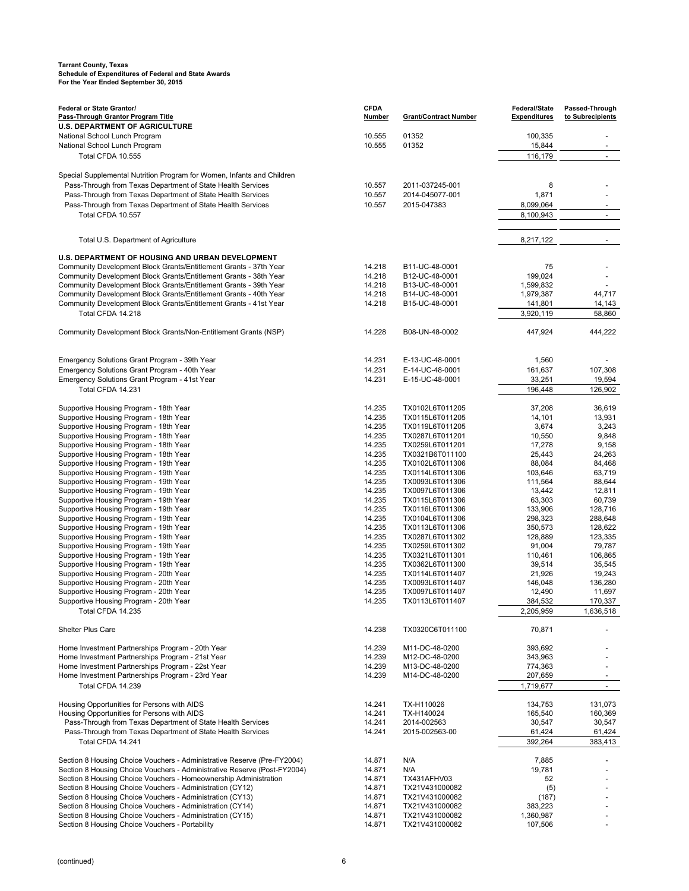**Tarrant County, Texas**
**Schedule of Expenditures of Federal and State Awards**
**For the Year Ended September 30, 2015**

| Federal or State Grantor/ Pass-Through Grantor Program Title | CFDA Number | Grant/Contract Number | Federal/State Expenditures | Passed-Through to Subrecipients |
|---|---|---|---|---|
| **U.S. DEPARTMENT OF AGRICULTURE** | | | | |
| National School Lunch Program | 10.555 | 01352 | 100,335 | - |
| National School Lunch Program | 10.555 | 01352 | 15,844 | - |
| Total CFDA 10.555 | | | 116,179 | - |
| | | | | |
| Special Supplemental Nutrition Program for Women, Infants and Children | | | | |
| Pass-Through from Texas Department of State Health Services | 10.557 | 2011-037245-001 | 8 | - |
| Pass-Through from Texas Department of State Health Services | 10.557 | 2014-045077-001 | 1,871 | - |
| Pass-Through from Texas Department of State Health Services | 10.557 | 2015-047383 | 8,099,064 | - |
| Total CFDA 10.557 | | | 8,100,943 | - |
| | | | | |
| Total U.S. Department of Agriculture | | | 8,217,122 | - |
| | | | | |
| **U.S. DEPARTMENT OF HOUSING AND URBAN DEVELOPMENT** | | | | |
| Community Development Block Grants/Entitlement Grants - 37th Year | 14.218 | B11-UC-48-0001 | 75 | - |
| Community Development Block Grants/Entitlement Grants - 38th Year | 14.218 | B12-UC-48-0001 | 199,024 | - |
| Community Development Block Grants/Entitlement Grants - 39th Year | 14.218 | B13-UC-48-0001 | 1,599,832 | - |
| Community Development Block Grants/Entitlement Grants - 40th Year | 14.218 | B14-UC-48-0001 | 1,979,387 | 44,717 |
| Community Development Block Grants/Entitlement Grants - 41st Year | 14.218 | B15-UC-48-0001 | 141,801 | 14,143 |
| Total CFDA 14.218 | | | 3,920,119 | 58,860 |
| | | | | |
| Community Development Block Grants/Non-Entitlement Grants (NSP) | 14.228 | B08-UN-48-0002 | 447,924 | 444,222 |
| | | | | |
| Emergency Solutions Grant Program - 39th Year | 14.231 | E-13-UC-48-0001 | 1,560 | - |
| Emergency Solutions Grant Program - 40th Year | 14.231 | E-14-UC-48-0001 | 161,637 | 107,308 |
| Emergency Solutions Grant Program - 41st Year | 14.231 | E-15-UC-48-0001 | 33,251 | 19,594 |
| Total CFDA 14.231 | | | 196,448 | 126,902 |
| | | | | |
| Supportive Housing Program - 18th Year | 14.235 | TX0102L6T011205 | 37,208 | 36,619 |
| Supportive Housing Program - 18th Year | 14.235 | TX0115L6T011205 | 14,101 | 13,931 |
| Supportive Housing Program - 18th Year | 14.235 | TX0119L6T011205 | 3,674 | 3,243 |
| Supportive Housing Program - 18th Year | 14.235 | TX0287L6T011201 | 10,550 | 9,848 |
| Supportive Housing Program - 18th Year | 14.235 | TX0259L6T011201 | 17,278 | 9,158 |
| Supportive Housing Program - 18th Year | 14.235 | TX0321B6T011100 | 25,443 | 24,263 |
| Supportive Housing Program - 19th Year | 14.235 | TX0102L6T011306 | 88,084 | 84,468 |
| Supportive Housing Program - 19th Year | 14.235 | TX0114L6T011306 | 103,646 | 63,719 |
| Supportive Housing Program - 19th Year | 14.235 | TX0093L6T011306 | 111,564 | 88,644 |
| Supportive Housing Program - 19th Year | 14.235 | TX0097L6T011306 | 13,442 | 12,811 |
| Supportive Housing Program - 19th Year | 14.235 | TX0115L6T011306 | 63,303 | 60,739 |
| Supportive Housing Program - 19th Year | 14.235 | TX0116L6T011306 | 133,906 | 128,716 |
| Supportive Housing Program - 19th Year | 14.235 | TX0104L6T011306 | 298,323 | 288,648 |
| Supportive Housing Program - 19th Year | 14.235 | TX0113L6T011306 | 350,573 | 128,622 |
| Supportive Housing Program - 19th Year | 14.235 | TX0287L6T011302 | 128,889 | 123,335 |
| Supportive Housing Program - 19th Year | 14.235 | TX0259L6T011302 | 91,004 | 79,787 |
| Supportive Housing Program - 19th Year | 14.235 | TX0321L6T011301 | 110,461 | 106,865 |
| Supportive Housing Program - 19th Year | 14.235 | TX0362L6T011300 | 39,514 | 35,545 |
| Supportive Housing Program - 20th Year | 14.235 | TX0114L6T011407 | 21,926 | 19,243 |
| Supportive Housing Program - 20th Year | 14.235 | TX0093L6T011407 | 146,048 | 136,280 |
| Supportive Housing Program - 20th Year | 14.235 | TX0097L6T011407 | 12,490 | 11,697 |
| Supportive Housing Program - 20th Year | 14.235 | TX0113L6T011407 | 384,532 | 170,337 |
| Total CFDA 14.235 | | | 2,205,959 | 1,636,518 |
| | | | | |
| Shelter Plus Care | 14.238 | TX0320C6T011100 | 70,871 | - |
| | | | | |
| Home Investment Partnerships Program - 20th Year | 14.239 | M11-DC-48-0200 | 393,692 | - |
| Home Investment Partnerships Program - 21st Year | 14.239 | M12-DC-48-0200 | 343,963 | - |
| Home Investment Partnerships Program - 22st Year | 14.239 | M13-DC-48-0200 | 774,363 | - |
| Home Investment Partnerships Program - 23rd Year | 14.239 | M14-DC-48-0200 | 207,659 | - |
| Total CFDA 14.239 | | | 1,719,677 | - |
| | | | | |
| Housing Opportunities for Persons with AIDS | 14.241 | TX-H110026 | 134,753 | 131,073 |
| Housing Opportunities for Persons with AIDS | 14.241 | TX-H140024 | 165,540 | 160,369 |
| Pass-Through from Texas Department of State Health Services | 14.241 | 2014-002563 | 30,547 | 30,547 |
| Pass-Through from Texas Department of State Health Services | 14.241 | 2015-002563-00 | 61,424 | 61,424 |
| Total CFDA 14.241 | | | 392,264 | 383,413 |
| | | | | |
| Section 8 Housing Choice Vouchers - Administrative Reserve (Pre-FY2004) | 14.871 | N/A | 7,885 | - |
| Section 8 Housing Choice Vouchers - Administrative Reserve (Post-FY2004) | 14.871 | N/A | 19,781 | - |
| Section 8 Housing Choice Vouchers - Homeownership Administration | 14.871 | TX431AFHV03 | 52 | - |
| Section 8 Housing Choice Vouchers - Administration (CY12) | 14.871 | TX21V431000082 | (5) | - |
| Section 8 Housing Choice Vouchers - Administration (CY13) | 14.871 | TX21V431000082 | (187) | - |
| Section 8 Housing Choice Vouchers - Administration (CY14) | 14.871 | TX21V431000082 | 383,223 | - |
| Section 8 Housing Choice Vouchers - Administration (CY15) | 14.871 | TX21V431000082 | 1,360,987 | - |
| Section 8 Housing Choice Vouchers - Portability | 14.871 | TX21V431000082 | 107,506 | - |

(continued)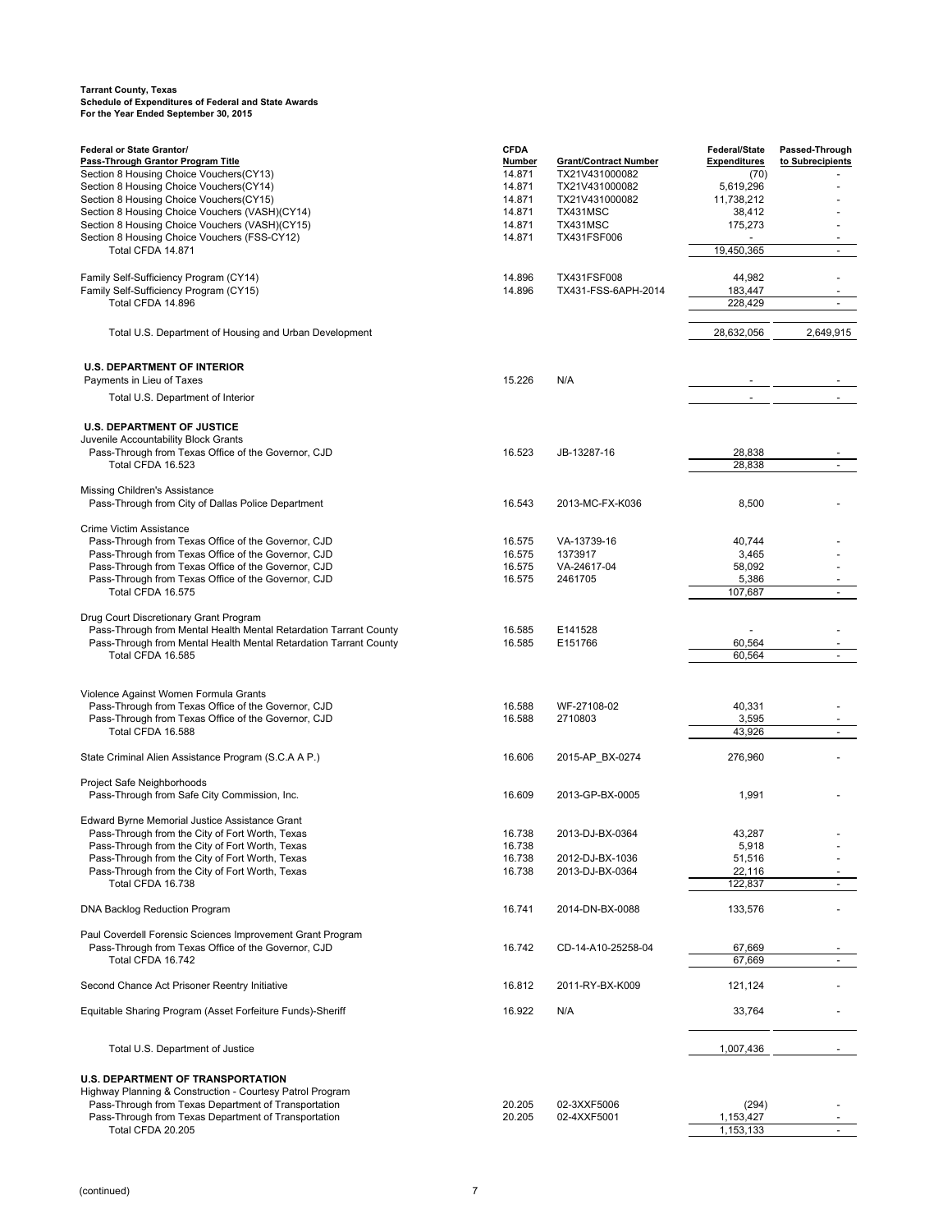**Tarrant County, Texas**
**Schedule of Expenditures of Federal and State Awards**
**For the Year Ended September 30, 2015**

| Federal or State Grantor/ Pass-Through Grantor Program Title | CFDA Number | Grant/Contract Number | Federal/State Expenditures | Passed-Through to Subrecipients |
|---|---|---|---|---|
| Section 8 Housing Choice Vouchers(CY13) | 14.871 | TX21V431000082 | (70) | - |
| Section 8 Housing Choice Vouchers(CY14) | 14.871 | TX21V431000082 | 5,619,296 | - |
| Section 8 Housing Choice Vouchers(CY15) | 14.871 | TX21V431000082 | 11,738,212 | - |
| Section 8 Housing Choice Vouchers (VASH)(CY14) | 14.871 | TX431MSC | 38,412 | - |
| Section 8 Housing Choice Vouchers (VASH)(CY15) | 14.871 | TX431MSC | 175,273 | - |
| Section 8 Housing Choice Vouchers (FSS-CY12) | 14.871 | TX431FSF006 | - | - |
| Total CFDA 14.871 | | | 19,450,365 | - |
| Family Self-Sufficiency Program (CY14) | 14.896 | TX431FSF008 | 44,982 | - |
| Family Self-Sufficiency Program (CY15) | 14.896 | TX431-FSS-6APH-2014 | 183,447 | - |
| Total CFDA 14.896 | | | 228,429 | - |
| Total U.S. Department of Housing and Urban Development | | | 28,632,056 | 2,649,915 |
| **U.S. DEPARTMENT OF INTERIOR** | | | | |
| Payments in Lieu of Taxes | 15.226 | N/A | - | - |
| Total U.S. Department of Interior | | | - | - |
| **U.S. DEPARTMENT OF JUSTICE** | | | | |
| Juvenile Accountability Block Grants | | | | |
| Pass-Through from Texas Office of the Governor, CJD | 16.523 | JB-13287-16 | 28,838 | - |
| Total CFDA 16.523 | | | 28,838 | - |
| Missing Children's Assistance | | | | |
| Pass-Through from City of Dallas Police Department | 16.543 | 2013-MC-FX-K036 | 8,500 | - |
| Crime Victim Assistance | | | | |
| Pass-Through from Texas Office of the Governor, CJD | 16.575 | VA-13739-16 | 40,744 | - |
| Pass-Through from Texas Office of the Governor, CJD | 16.575 | 1373917 | 3,465 | - |
| Pass-Through from Texas Office of the Governor, CJD | 16.575 | VA-24617-04 | 58,092 | - |
| Pass-Through from Texas Office of the Governor, CJD | 16.575 | 2461705 | 5,386 | - |
| Total CFDA 16.575 | | | 107,687 | - |
| Drug Court Discretionary Grant Program | | | | |
| Pass-Through from Mental Health Mental Retardation Tarrant County | 16.585 | E141528 | - | - |
| Pass-Through from Mental Health Mental Retardation Tarrant County | 16.585 | E151766 | 60,564 | - |
| Total CFDA 16.585 | | | 60,564 | - |
| Violence Against Women Formula Grants | | | | |
| Pass-Through from Texas Office of the Governor, CJD | 16.588 | WF-27108-02 | 40,331 | - |
| Pass-Through from Texas Office of the Governor, CJD | 16.588 | 2710803 | 3,595 | - |
| Total CFDA 16.588 | | | 43,926 | - |
| State Criminal Alien Assistance Program (S.C.A A P.) | 16.606 | 2015-AP_BX-0274 | 276,960 | - |
| Project Safe Neighborhoods | | | | |
| Pass-Through from Safe City Commission, Inc. | 16.609 | 2013-GP-BX-0005 | 1,991 | - |
| Edward Byrne Memorial Justice Assistance Grant | | | | |
| Pass-Through from the City of Fort Worth, Texas | 16.738 | 2013-DJ-BX-0364 | 43,287 | - |
| Pass-Through from the City of Fort Worth, Texas | 16.738 | | 5,918 | - |
| Pass-Through from the City of Fort Worth, Texas | 16.738 | 2012-DJ-BX-1036 | 51,516 | - |
| Pass-Through from the City of Fort Worth, Texas | 16.738 | 2013-DJ-BX-0364 | 22,116 | - |
| Total CFDA 16.738 | | | 122,837 | - |
| DNA Backlog Reduction Program | 16.741 | 2014-DN-BX-0088 | 133,576 | - |
| Paul Coverdell Forensic Sciences Improvement Grant Program | | | | |
| Pass-Through from Texas Office of the Governor, CJD | 16.742 | CD-14-A10-25258-04 | 67,669 | - |
| Total CFDA 16.742 | | | 67,669 | - |
| Second Chance Act Prisoner Reentry Initiative | 16.812 | 2011-RY-BX-K009 | 121,124 | - |
| Equitable Sharing Program (Asset Forfeiture Funds)-Sheriff | 16.922 | N/A | 33,764 | - |
| Total U.S. Department of Justice | | | 1,007,436 | - |
| **U.S. DEPARTMENT OF TRANSPORTATION** | | | | |
| Highway Planning & Construction - Courtesy Patrol Program | | | | |
| Pass-Through from Texas Department of Transportation | 20.205 | 02-3XXF5006 | (294) | - |
| Pass-Through from Texas Department of Transportation | 20.205 | 02-4XXF5001 | 1,153,427 | - |
| Total CFDA 20.205 | | | 1,153,133 | - |

(continued)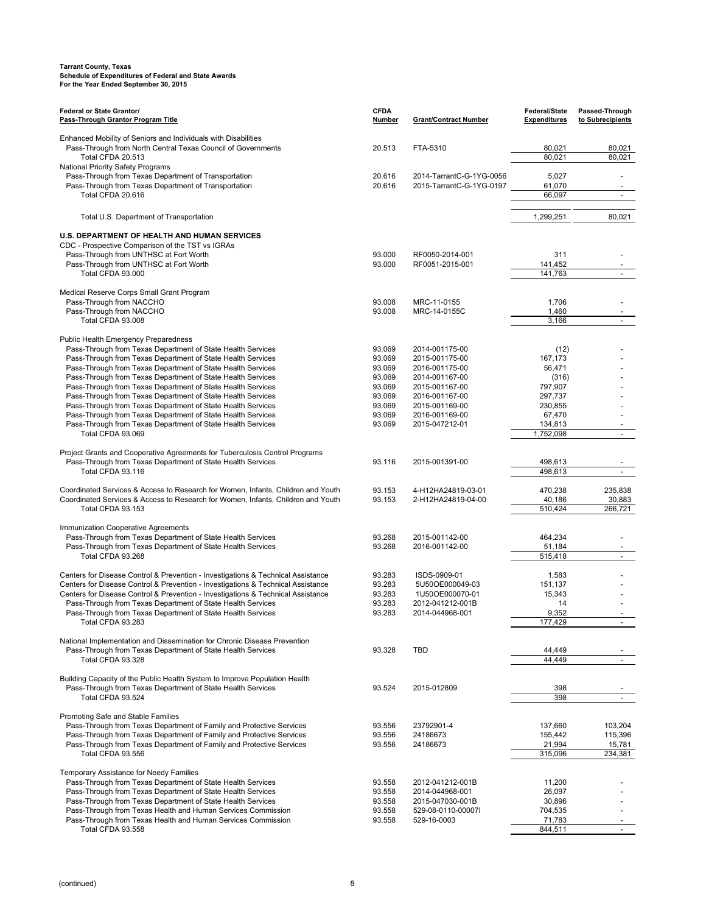**Tarrant County, Texas**
**Schedule of Expenditures of Federal and State Awards**
**For the Year Ended September 30, 2015**

| Federal or State Grantor/ Pass-Through Grantor Program Title | CFDA Number | Grant/Contract Number | Federal/State Expenditures | Passed-Through to Subrecipients |
|---|---|---|---|---|
| Enhanced Mobility of Seniors and Individuals with Disabilities | | | | |
| Pass-Through from North Central Texas Council of Governments | 20.513 | FTA-5310 | 80,021 | 80,021 |
| Total CFDA 20.513 | | | 80,021 | 80,021 |
| National Priority Safety Programs | | | | |
| Pass-Through from Texas Department of Transportation | 20.616 | 2014-TarrantC-G-1YG-0056 | 5,027 | - |
| Pass-Through from Texas Department of Transportation | 20.616 | 2015-TarrantC-G-1YG-0197 | 61,070 | - |
| Total CFDA 20.616 | | | 66,097 | - |
| Total U.S. Department of Transportation | | | 1,299,251 | 80,021 |
| **U.S. DEPARTMENT OF HEALTH AND HUMAN SERVICES** | | | | |
| CDC - Prospective Comparison of the TST vs IGRAs | | | | |
| Pass-Through from UNTHSC at Fort Worth | 93.000 | RF0050-2014-001 | 311 | - |
| Pass-Through from UNTHSC at Fort Worth | 93.000 | RF0051-2015-001 | 141,452 | - |
| Total CFDA 93.000 | | | 141,763 | - |
| Medical Reserve Corps Small Grant Program | | | | |
| Pass-Through from NACCHO | 93.008 | MRC-11-0155 | 1,706 | - |
| Pass-Through from NACCHO | 93.008 | MRC-14-0155C | 1,460 | - |
| Total CFDA 93.008 | | | 3,166 | - |
| Public Health Emergency Preparedness | | | | |
| Pass-Through from Texas Department of State Health Services | 93.069 | 2014-001175-00 | (12) | - |
| Pass-Through from Texas Department of State Health Services | 93.069 | 2015-001175-00 | 167,173 | - |
| Pass-Through from Texas Department of State Health Services | 93.069 | 2016-001175-00 | 56,471 | - |
| Pass-Through from Texas Department of State Health Services | 93.069 | 2014-001167-00 | (316) | - |
| Pass-Through from Texas Department of State Health Services | 93.069 | 2015-001167-00 | 797,907 | - |
| Pass-Through from Texas Department of State Health Services | 93.069 | 2016-001167-00 | 297,737 | - |
| Pass-Through from Texas Department of State Health Services | 93.069 | 2015-001169-00 | 230,855 | - |
| Pass-Through from Texas Department of State Health Services | 93.069 | 2016-001169-00 | 67,470 | - |
| Pass-Through from Texas Department of State Health Services | 93.069 | 2015-047212-01 | 134,813 | - |
| Total CFDA 93.069 | | | 1,752,098 | - |
| Project Grants and Cooperative Agreements for Tuberculosis Control Programs | | | | |
| Pass-Through from Texas Department of State Health Services | 93.116 | 2015-001391-00 | 498,613 | - |
| Total CFDA 93.116 | | | 498,613 | - |
| Coordinated Services & Access to Research for Women, Infants, Children and Youth | 93.153 | 4-H12HA24819-03-01 | 470,238 | 235,838 |
| Coordinated Services & Access to Research for Women, Infants, Children and Youth | 93.153 | 2-H12HA24819-04-00 | 40,186 | 30,883 |
| Total CFDA 93.153 | | | 510,424 | 266,721 |
| Immunization Cooperative Agreements | | | | |
| Pass-Through from Texas Department of State Health Services | 93.268 | 2015-001142-00 | 464,234 | - |
| Pass-Through from Texas Department of State Health Services | 93.268 | 2016-001142-00 | 51,184 | - |
| Total CFDA 93.268 | | | 515,418 | - |
| Centers for Disease Control & Prevention - Investigations & Technical Assistance | 93.283 | ISDS-0909-01 | 1,583 | - |
| Centers for Disease Control & Prevention - Investigations & Technical Assistance | 93.283 | 5U50OE000049-03 | 151,137 | - |
| Centers for Disease Control & Prevention - Investigations & Technical Assistance | 93.283 | 1U50OE000070-01 | 15,343 | - |
| Pass-Through from Texas Department of State Health Services | 93.283 | 2012-041212-001B | 14 | - |
| Pass-Through from Texas Department of State Health Services | 93.283 | 2014-044968-001 | 9,352 | - |
| Total CFDA 93.283 | | | 177,429 | - |
| National Implementation and Dissemination for Chronic Disease Prevention | | | | |
| Pass-Through from Texas Department of State Health Services | 93.328 | TBD | 44,449 | - |
| Total CFDA 93.328 | | | 44,449 | - |
| Building Capacity of the Public Health System to Improve Population Health | | | | |
| Pass-Through from Texas Department of State Health Services | 93.524 | 2015-012809 | 398 | - |
| Total CFDA 93.524 | | | 398 | - |
| Promoting Safe and Stable Families | | | | |
| Pass-Through from Texas Department of Family and Protective Services | 93.556 | 23792901-4 | 137,660 | 103,204 |
| Pass-Through from Texas Department of Family and Protective Services | 93.556 | 24186673 | 155,442 | 115,396 |
| Pass-Through from Texas Department of Family and Protective Services | 93.556 | 24186673 | 21,994 | 15,781 |
| Total CFDA 93.556 | | | 315,096 | 234,381 |
| Temporary Assistance for Needy Families | | | | |
| Pass-Through from Texas Department of State Health Services | 93.558 | 2012-041212-001B | 11,200 | - |
| Pass-Through from Texas Department of State Health Services | 93.558 | 2014-044968-001 | 26,097 | - |
| Pass-Through from Texas Department of State Health Services | 93.558 | 2015-047030-001B | 30,896 | - |
| Pass-Through from Texas Health and Human Services Commission | 93.558 | 529-08-0110-00007I | 704,535 | - |
| Pass-Through from Texas Health and Human Services Commission | 93.558 | 529-16-0003 | 71,783 | - |
| Total CFDA 93.558 | | | 844,511 | - |

(continued)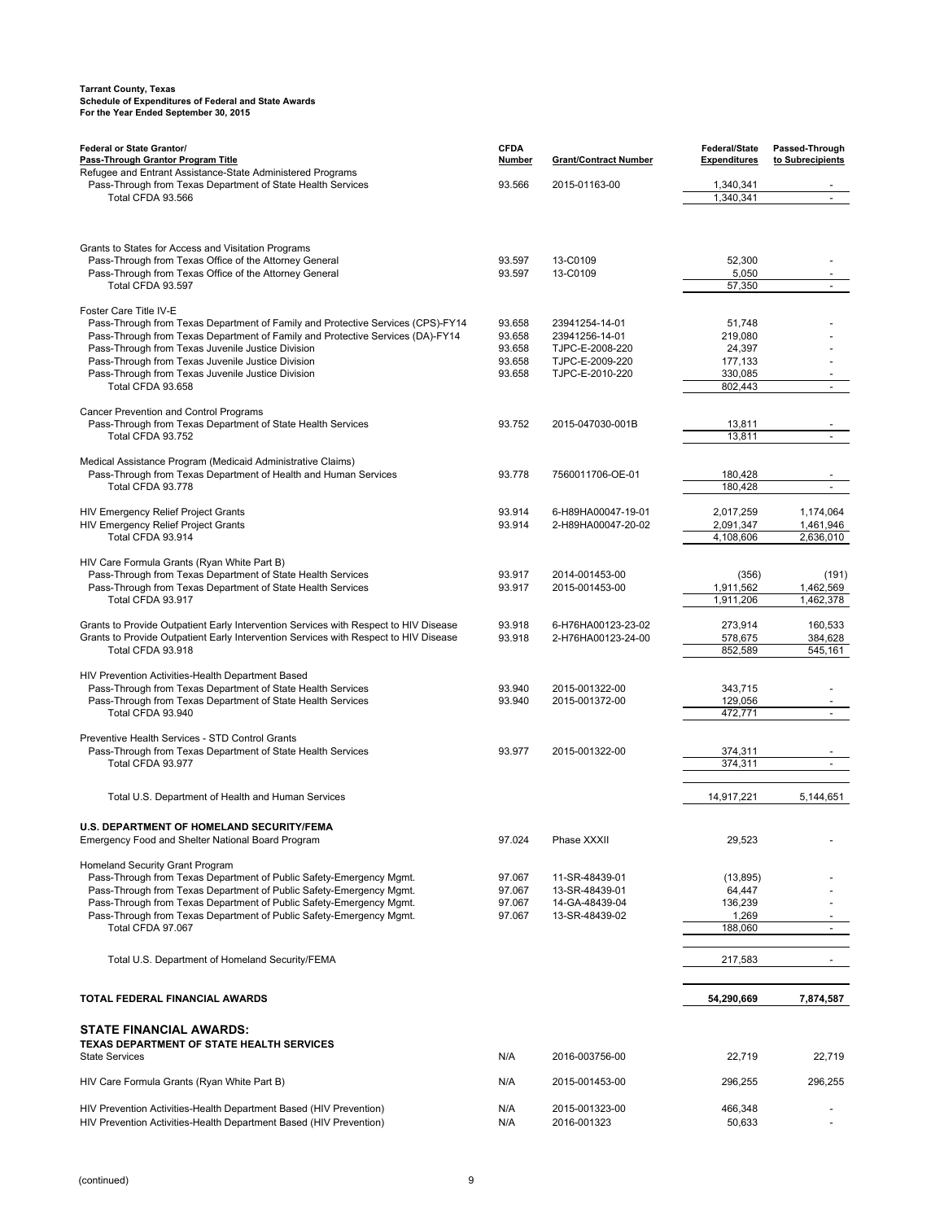**Tarrant County, Texas**
**Schedule of Expenditures of Federal and State Awards**
**For the Year Ended September 30, 2015**

| Federal or State Grantor/ Pass-Through Grantor Program Title | CFDA Number | Grant/Contract Number | Federal/State Expenditures | Passed-Through to Subrecipients |
|---|---|---|---|---|
| Refugee and Entrant Assistance-State Administered Programs | | | | |
| Pass-Through from Texas Department of State Health Services | 93.566 | 2015-01163-00 | 1,340,341 | - |
| Total CFDA 93.566 | | | 1,340,341 | - |
| Grants to States for Access and Visitation Programs | | | | |
| Pass-Through from Texas Office of the Attorney General | 93.597 | 13-C0109 | 52,300 | - |
| Pass-Through from Texas Office of the Attorney General | 93.597 | 13-C0109 | 5,050 | - |
| Total CFDA 93.597 | | | 57,350 | - |
| Foster Care Title IV-E | | | | |
| Pass-Through from Texas Department of Family and Protective Services (CPS)-FY14 | 93.658 | 23941254-14-01 | 51,748 | - |
| Pass-Through from Texas Department of Family and Protective Services (DA)-FY14 | 93.658 | 23941256-14-01 | 219,080 | - |
| Pass-Through from Texas Juvenile Justice Division | 93.658 | TJPC-E-2008-220 | 24,397 | - |
| Pass-Through from Texas Juvenile Justice Division | 93.658 | TJPC-E-2009-220 | 177,133 | - |
| Pass-Through from Texas Juvenile Justice Division | 93.658 | TJPC-E-2010-220 | 330,085 | - |
| Total CFDA 93.658 | | | 802,443 | - |
| Cancer Prevention and Control Programs | | | | |
| Pass-Through from Texas Department of State Health Services | 93.752 | 2015-047030-001B | 13,811 | - |
| Total CFDA 93.752 | | | 13,811 | - |
| Medical Assistance Program (Medicaid Administrative Claims) | | | | |
| Pass-Through from Texas Department of Health and Human Services | 93.778 | 7560011706-OE-01 | 180,428 | - |
| Total CFDA 93.778 | | | 180,428 | - |
| HIV Emergency Relief Project Grants | 93.914 | 6-H89HA00047-19-01 | 2,017,259 | 1,174,064 |
| HIV Emergency Relief Project Grants | 93.914 | 2-H89HA00047-20-02 | 2,091,347 | 1,461,946 |
| Total CFDA 93.914 | | | 4,108,606 | 2,636,010 |
| HIV Care Formula Grants (Ryan White Part B) | | | | |
| Pass-Through from Texas Department of State Health Services | 93.917 | 2014-001453-00 | (356) | (191) |
| Pass-Through from Texas Department of State Health Services | 93.917 | 2015-001453-00 | 1,911,562 | 1,462,569 |
| Total CFDA 93.917 | | | 1,911,206 | 1,462,378 |
| Grants to Provide Outpatient Early Intervention Services with Respect to HIV Disease | 93.918 | 6-H76HA00123-23-02 | 273,914 | 160,533 |
| Grants to Provide Outpatient Early Intervention Services with Respect to HIV Disease | 93.918 | 2-H76HA00123-24-00 | 578,675 | 384,628 |
| Total CFDA 93.918 | | | 852,589 | 545,161 |
| HIV Prevention Activities-Health Department Based | | | | |
| Pass-Through from Texas Department of State Health Services | 93.940 | 2015-001322-00 | 343,715 | - |
| Pass-Through from Texas Department of State Health Services | 93.940 | 2015-001372-00 | 129,056 | - |
| Total CFDA 93.940 | | | 472,771 | - |
| Preventive Health Services - STD Control Grants | | | | |
| Pass-Through from Texas Department of State Health Services | 93.977 | 2015-001322-00 | 374,311 | - |
| Total CFDA 93.977 | | | 374,311 | - |
| Total U.S. Department of Health and Human Services | | | 14,917,221 | 5,144,651 |
| **U.S. DEPARTMENT OF HOMELAND SECURITY/FEMA** | | | | |
| Emergency Food and Shelter National Board Program | 97.024 | Phase XXXII | 29,523 | - |
| Homeland Security Grant Program | | | | |
| Pass-Through from Texas Department of Public Safety-Emergency Mgmt. | 97.067 | 11-SR-48439-01 | (13,895) | - |
| Pass-Through from Texas Department of Public Safety-Emergency Mgmt. | 97.067 | 13-SR-48439-01 | 64,447 | - |
| Pass-Through from Texas Department of Public Safety-Emergency Mgmt. | 97.067 | 14-GA-48439-04 | 136,239 | - |
| Pass-Through from Texas Department of Public Safety-Emergency Mgmt. | 97.067 | 13-SR-48439-02 | 1,269 | - |
| Total CFDA 97.067 | | | 188,060 | - |
| Total U.S. Department of Homeland Security/FEMA | | | 217,583 | - |
| **TOTAL FEDERAL FINANCIAL AWARDS** | | | **54,290,669** | **7,874,587** |
| **STATE FINANCIAL AWARDS:** | | | | |
| **TEXAS DEPARTMENT OF STATE HEALTH SERVICES** | | | | |
| State Services | N/A | 2016-003756-00 | 22,719 | 22,719 |
| HIV Care Formula Grants (Ryan White Part B) | N/A | 2015-001453-00 | 296,255 | 296,255 |
| HIV Prevention Activities-Health Department Based (HIV Prevention) | N/A | 2015-001323-00 | 466,348 | - |
| HIV Prevention Activities-Health Department Based (HIV Prevention) | N/A | 2016-001323 | 50,633 | - |

(continued)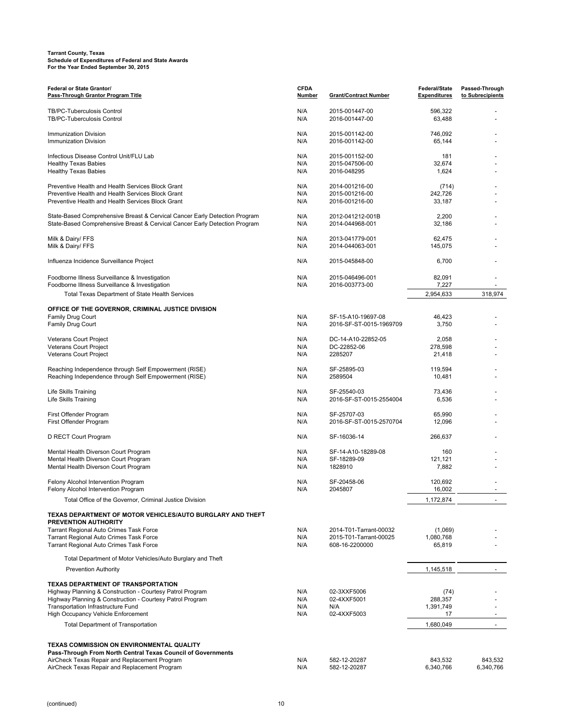**Tarrant County, Texas**
**Schedule of Expenditures of Federal and State Awards**
**For the Year Ended September 30, 2015**

| Federal or State Grantor/ Pass-Through Grantor Program Title | CFDA Number | Grant/Contract Number | Federal/State Expenditures | Passed-Through to Subrecipients |
|---|---|---|---|---|
| TB/PC-Tuberculosis Control | N/A | 2015-001447-00 | 596,322 | - |
| TB/PC-Tuberculosis Control | N/A | 2016-001447-00 | 63,488 | - |
| Immunization Division | N/A | 2015-001142-00 | 746,092 | - |
| Immunization Division | N/A | 2016-001142-00 | 65,144 | - |
| Infectious Disease Control Unit/FLU Lab | N/A | 2015-001152-00 | 181 | - |
| Healthy Texas Babies | N/A | 2015-047506-00 | 32,674 | - |
| Healthy Texas Babies | N/A | 2016-048295 | 1,624 | - |
| Preventive Health and Health Services Block Grant | N/A | 2014-001216-00 | (714) | - |
| Preventive Health and Health Services Block Grant | N/A | 2015-001216-00 | 242,726 | - |
| Preventive Health and Health Services Block Grant | N/A | 2016-001216-00 | 33,187 | - |
| State-Based Comprehensive Breast & Cervical Cancer Early Detection Program | N/A | 2012-041212-001B | 2,200 | - |
| State-Based Comprehensive Breast & Cervical Cancer Early Detection Program | N/A | 2014-044968-001 | 32,186 | - |
| Milk & Dairy/ FFS | N/A | 2013-041779-001 | 62,475 | - |
| Milk & Dairy/ FFS | N/A | 2014-044063-001 | 145,075 | - |
| Influenza Incidence Surveillance Project | N/A | 2015-045848-00 | 6,700 | - |
| Foodborne Illness Surveillance & Investigation | N/A | 2015-046496-001 | 82,091 | - |
| Foodborne Illness Surveillance & Investigation | N/A | 2016-003773-00 | 7,227 | - |
| Total Texas Department of State Health Services | | | 2,954,633 | 318,974 |
| **OFFICE OF THE GOVERNOR, CRIMINAL JUSTICE DIVISION** | | | | |
| Family Drug Court | N/A | SF-15-A10-19697-08 | 46,423 | - |
| Family Drug Court | N/A | 2016-SF-ST-0015-1969709 | 3,750 | - |
| Veterans Court Project | N/A | DC-14-A10-22852-05 | 2,058 | - |
| Veterans Court Project | N/A | DC-22852-06 | 278,598 | - |
| Veterans Court Project | N/A | 2285207 | 21,418 | - |
| Reaching Independence through Self Empowerment (RISE) | N/A | SF-25895-03 | 119,594 | - |
| Reaching Independence through Self Empowerment (RISE) | N/A | 2589504 | 10,481 | - |
| Life Skills Training | N/A | SF-25540-03 | 73,436 | - |
| Life Skills Training | N/A | 2016-SF-ST-0015-2554004 | 6,536 | - |
| First Offender Program | N/A | SF-25707-03 | 65,990 | - |
| First Offender Program | N/A | 2016-SF-ST-0015-2570704 | 12,096 | - |
| D RECT Court Program | N/A | SF-16036-14 | 266,637 | - |
| Mental Health Diverson Court Program | N/A | SF-14-A10-18289-08 | 160 | - |
| Mental Health Diverson Court Program | N/A | SF-18289-09 | 121,121 | - |
| Mental Health Diverson Court Program | N/A | 1828910 | 7,882 | - |
| Felony Alcohol Intervention Program | N/A | SF-20458-06 | 120,692 | - |
| Felony Alcohol Intervention Program | N/A | 2045807 | 16,002 | - |
| Total Office of the Governor, Criminal Justice Division | | | 1,172,874 | - |
| **TEXAS DEPARTMENT OF MOTOR VEHICLES/AUTO BURGLARY AND THEFT PREVENTION AUTHORITY** | | | | |
| Tarrant Regional Auto Crimes Task Force | N/A | 2014-T01-Tarrant-00032 | (1,069) | - |
| Tarrant Regional Auto Crimes Task Force | N/A | 2015-T01-Tarrant-00025 | 1,080,768 | - |
| Tarrant Regional Auto Crimes Task Force | N/A | 608-16-2200000 | 65,819 | - |
| Total Department of Motor Vehicles/Auto Burglary and Theft Prevention Authority | | | 1,145,518 | - |
| **TEXAS DEPARTMENT OF TRANSPORTATION** | | | | |
| Highway Planning & Construction - Courtesy Patrol Program | N/A | 02-3XXF5006 | (74) | - |
| Highway Planning & Construction - Courtesy Patrol Program | N/A | 02-4XXF5001 | 288,357 | - |
| Transportation Infrastructure Fund | N/A | N/A | 1,391,749 | - |
| High Occupancy Vehicle Enforcement | N/A | 02-4XXF5003 | 17 | - |
| Total Department of Transportation | | | 1,680,049 | - |
| **TEXAS COMMISSION ON ENVIRONMENTAL QUALITY** | | | | |
| **Pass-Through From North Central Texas Council of Governments** | | | | |
| AirCheck Texas Repair and Replacement Program | N/A | 582-12-20287 | 843,532 | 843,532 |
| AirCheck Texas Repair and Replacement Program | N/A | 582-12-20287 | 6,340,766 | 6,340,766 |

(continued)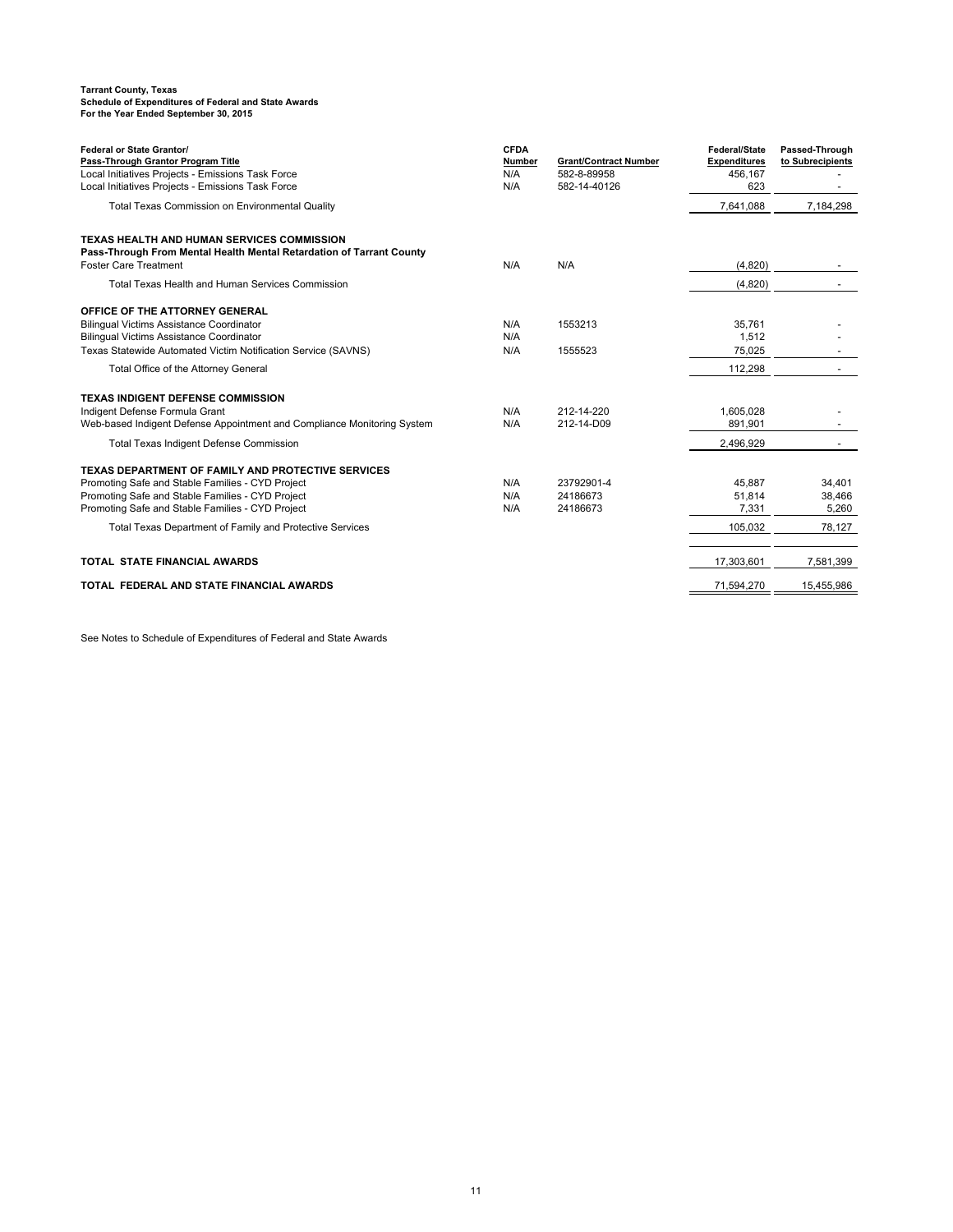**Tarrant County, Texas**
**Schedule of Expenditures of Federal and State Awards**
**For the Year Ended September 30, 2015**

| Federal or State Grantor/ Pass-Through Grantor Program Title | CFDA Number | Grant/Contract Number | Federal/State Expenditures | Passed-Through to Subrecipients |
|---|---|---|---|---|
| Local Initiatives Projects - Emissions Task Force | N/A | 582-8-89958 | 456,167 | - |
| Local Initiatives Projects - Emissions Task Force | N/A | 582-14-40126 | 623 | - |
| Total Texas Commission on Environmental Quality | | | 7,641,088 | 7,184,298 |
| **TEXAS HEALTH AND HUMAN SERVICES COMMISSION** | | | | |
| **Pass-Through From Mental Health Mental Retardation of Tarrant County** | | | | |
| Foster Care Treatment | N/A | N/A | (4,820) | - |
| Total Texas Health and Human Services Commission | | | (4,820) | - |
| **OFFICE OF THE ATTORNEY GENERAL** | | | | |
| Bilingual Victims Assistance Coordinator | N/A | 1553213 | 35,761 | - |
| Bilingual Victims Assistance Coordinator | N/A | | 1,512 | - |
| Texas Statewide Automated Victim Notification Service (SAVNS) | N/A | 1555523 | 75,025 | - |
| Total Office of the Attorney General | | | 112,298 | - |
| **TEXAS INDIGENT DEFENSE COMMISSION** | | | | |
| Indigent Defense Formula Grant | N/A | 212-14-220 | 1,605,028 | - |
| Web-based Indigent Defense Appointment and Compliance Monitoring System | N/A | 212-14-D09 | 891,901 | - |
| Total Texas Indigent Defense Commission | | | 2,496,929 | - |
| **TEXAS DEPARTMENT OF FAMILY AND PROTECTIVE SERVICES** | | | | |
| Promoting Safe and Stable Families - CYD Project | N/A | 23792901-4 | 45,887 | 34,401 |
| Promoting Safe and Stable Families - CYD Project | N/A | 24186673 | 51,814 | 38,466 |
| Promoting Safe and Stable Families - CYD Project | N/A | 24186673 | 7,331 | 5,260 |
| Total Texas Department of Family and Protective Services | | | 105,032 | 78,127 |
| **TOTAL STATE FINANCIAL AWARDS** | | | 17,303,601 | 7,581,399 |
| **TOTAL FEDERAL AND STATE FINANCIAL AWARDS** | | | 71,594,270 | 15,455,986 |

See Notes to Schedule of Expenditures of Federal and State Awards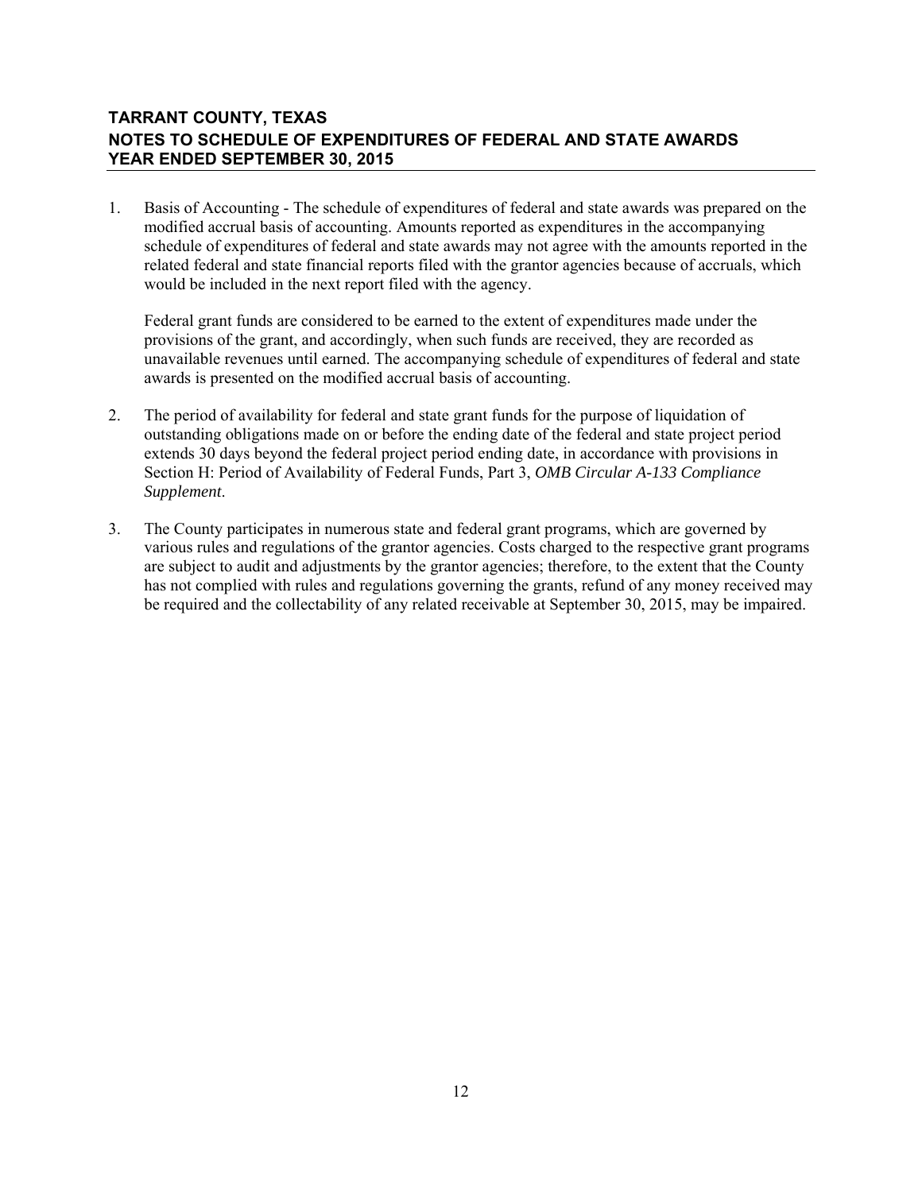## TARRANT COUNTY, TEXAS
## NOTES TO SCHEDULE OF EXPENDITURES OF FEDERAL AND STATE AWARDS
## YEAR ENDED SEPTEMBER 30, 2015

1. Basis of Accounting - The schedule of expenditures of federal and state awards was prepared on the modified accrual basis of accounting. Amounts reported as expenditures in the accompanying schedule of expenditures of federal and state awards may not agree with the amounts reported in the related federal and state financial reports filed with the grantor agencies because of accruals, which would be included in the next report filed with the agency.

   Federal grant funds are considered to be earned to the extent of expenditures made under the provisions of the grant, and accordingly, when such funds are received, they are recorded as unavailable revenues until earned. The accompanying schedule of expenditures of federal and state awards is presented on the modified accrual basis of accounting.

2. The period of availability for federal and state grant funds for the purpose of liquidation of outstanding obligations made on or before the ending date of the federal and state project period extends 30 days beyond the federal project period ending date, in accordance with provisions in Section H: Period of Availability of Federal Funds, Part 3, *OMB Circular A-133 Compliance Supplement*.

3. The County participates in numerous state and federal grant programs, which are governed by various rules and regulations of the grantor agencies. Costs charged to the respective grant programs are subject to audit and adjustments by the grantor agencies; therefore, to the extent that the County has not complied with rules and regulations governing the grants, refund of any money received may be required and the collectability of any related receivable at September 30, 2015, may be impaired.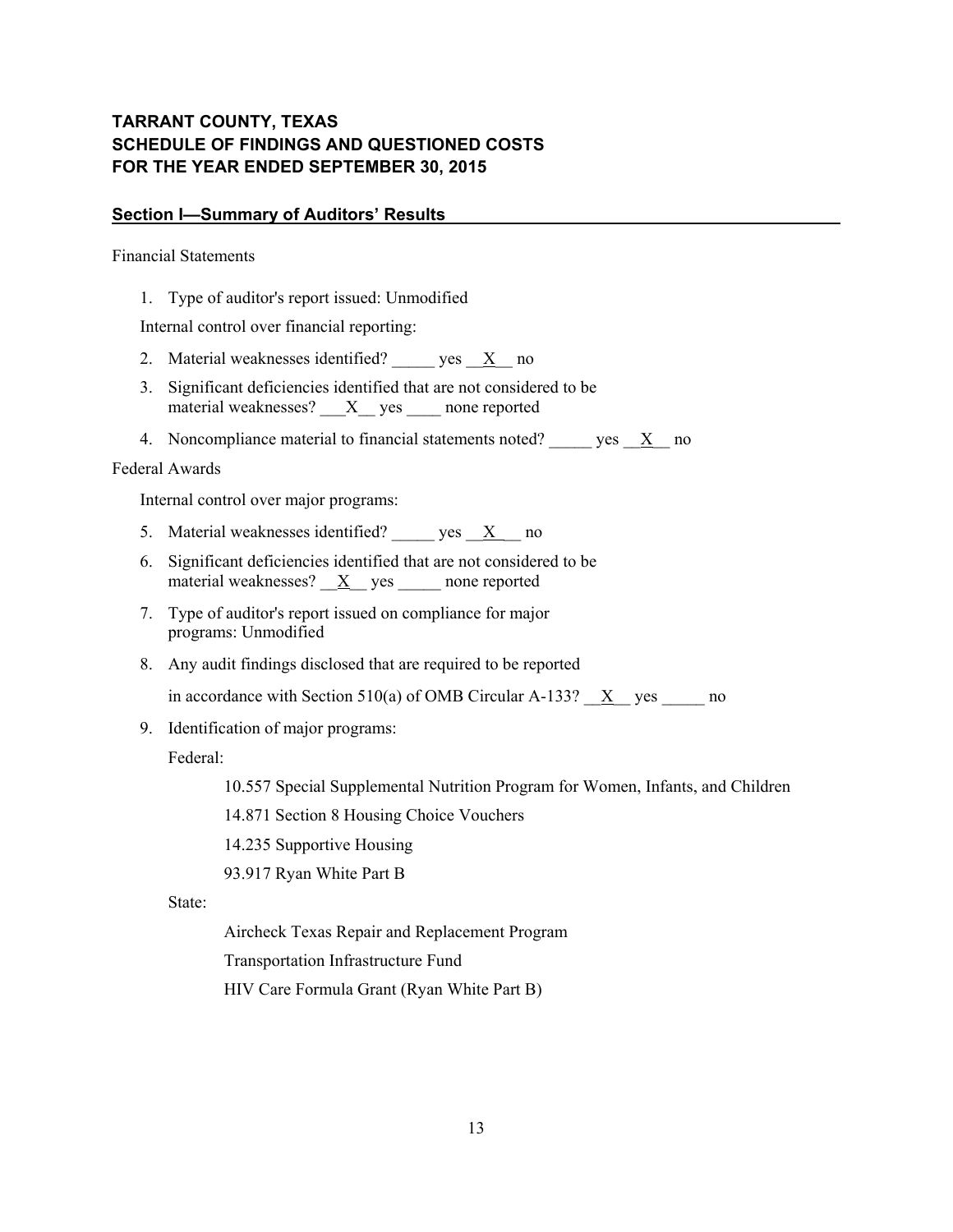**TARRANT COUNTY, TEXAS**
**SCHEDULE OF FINDINGS AND QUESTIONED COSTS**
**FOR THE YEAR ENDED SEPTEMBER 30, 2015**

## Section I—Summary of Auditors' Results

Financial Statements

1. Type of auditor's report issued: Unmodified

   Internal control over financial reporting:

2. Material weaknesses identified? _____ yes __X__ no
3. Significant deficiencies identified that are not considered to be material weaknesses? ___X__ yes ____ none reported
4. Noncompliance material to financial statements noted? _____ yes __X__ no

Federal Awards

   Internal control over major programs:

5. Material weaknesses identified? _____ yes __X__ no
6. Significant deficiencies identified that are not considered to be material weaknesses? __X__ yes _____ none reported
7. Type of auditor's report issued on compliance for major programs: Unmodified
8. Any audit findings disclosed that are required to be reported

   in accordance with Section 510(a) of OMB Circular A-133? __X__ yes _____ no

9. Identification of major programs:

   Federal:

   10.557 Special Supplemental Nutrition Program for Women, Infants, and Children

   14.871 Section 8 Housing Choice Vouchers

   14.235 Supportive Housing

   93.917 Ryan White Part B

   State:

   Aircheck Texas Repair and Replacement Program

   Transportation Infrastructure Fund

   HIV Care Formula Grant (Ryan White Part B)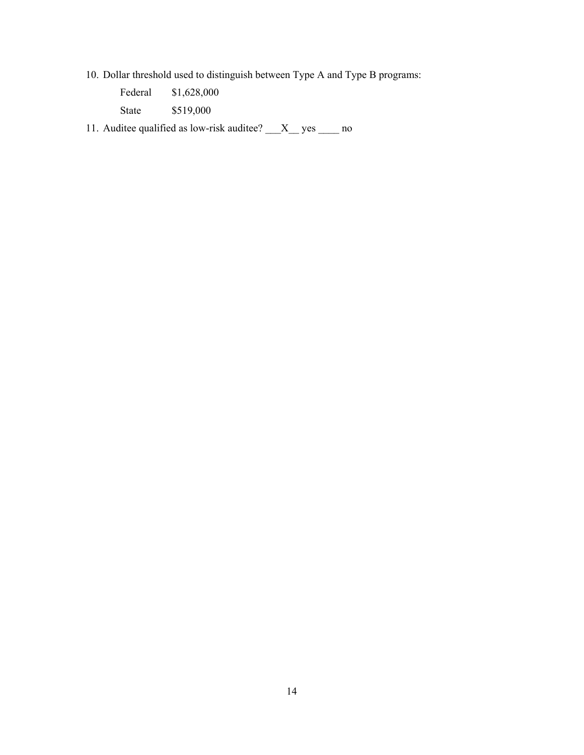10. Dollar threshold used to distinguish between Type A and Type B programs:

    Federal $1,628,000

    State $519,000

11. Auditee qualified as low-risk auditee? ___X__ yes ____ no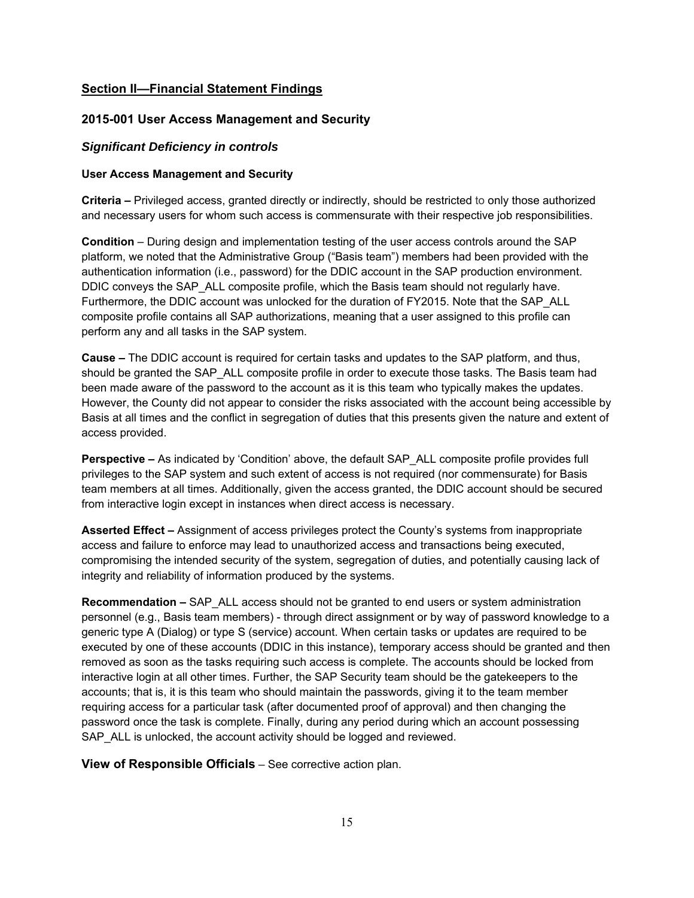## Section II—Financial Statement Findings

### 2015-001 User Access Management and Security

### *Significant Deficiency in controls*

#### User Access Management and Security

**Criteria –** Privileged access, granted directly or indirectly, should be restricted to only those authorized and necessary users for whom such access is commensurate with their respective job responsibilities.

**Condition** – During design and implementation testing of the user access controls around the SAP platform, we noted that the Administrative Group ("Basis team") members had been provided with the authentication information (i.e., password) for the DDIC account in the SAP production environment. DDIC conveys the SAP_ALL composite profile, which the Basis team should not regularly have. Furthermore, the DDIC account was unlocked for the duration of FY2015. Note that the SAP_ALL composite profile contains all SAP authorizations, meaning that a user assigned to this profile can perform any and all tasks in the SAP system.

**Cause –** The DDIC account is required for certain tasks and updates to the SAP platform, and thus, should be granted the SAP_ALL composite profile in order to execute those tasks. The Basis team had been made aware of the password to the account as it is this team who typically makes the updates. However, the County did not appear to consider the risks associated with the account being accessible by Basis at all times and the conflict in segregation of duties that this presents given the nature and extent of access provided.

**Perspective –** As indicated by 'Condition' above, the default SAP_ALL composite profile provides full privileges to the SAP system and such extent of access is not required (nor commensurate) for Basis team members at all times. Additionally, given the access granted, the DDIC account should be secured from interactive login except in instances when direct access is necessary.

**Asserted Effect –** Assignment of access privileges protect the County's systems from inappropriate access and failure to enforce may lead to unauthorized access and transactions being executed, compromising the intended security of the system, segregation of duties, and potentially causing lack of integrity and reliability of information produced by the systems.

**Recommendation –** SAP_ALL access should not be granted to end users or system administration personnel (e.g., Basis team members) - through direct assignment or by way of password knowledge to a generic type A (Dialog) or type S (service) account. When certain tasks or updates are required to be executed by one of these accounts (DDIC in this instance), temporary access should be granted and then removed as soon as the tasks requiring such access is complete. The accounts should be locked from interactive login at all other times. Further, the SAP Security team should be the gatekeepers to the accounts; that is, it is this team who should maintain the passwords, giving it to the team member requiring access for a particular task (after documented proof of approval) and then changing the password once the task is complete. Finally, during any period during which an account possessing SAP_ALL is unlocked, the account activity should be logged and reviewed.

**View of Responsible Officials** – See corrective action plan.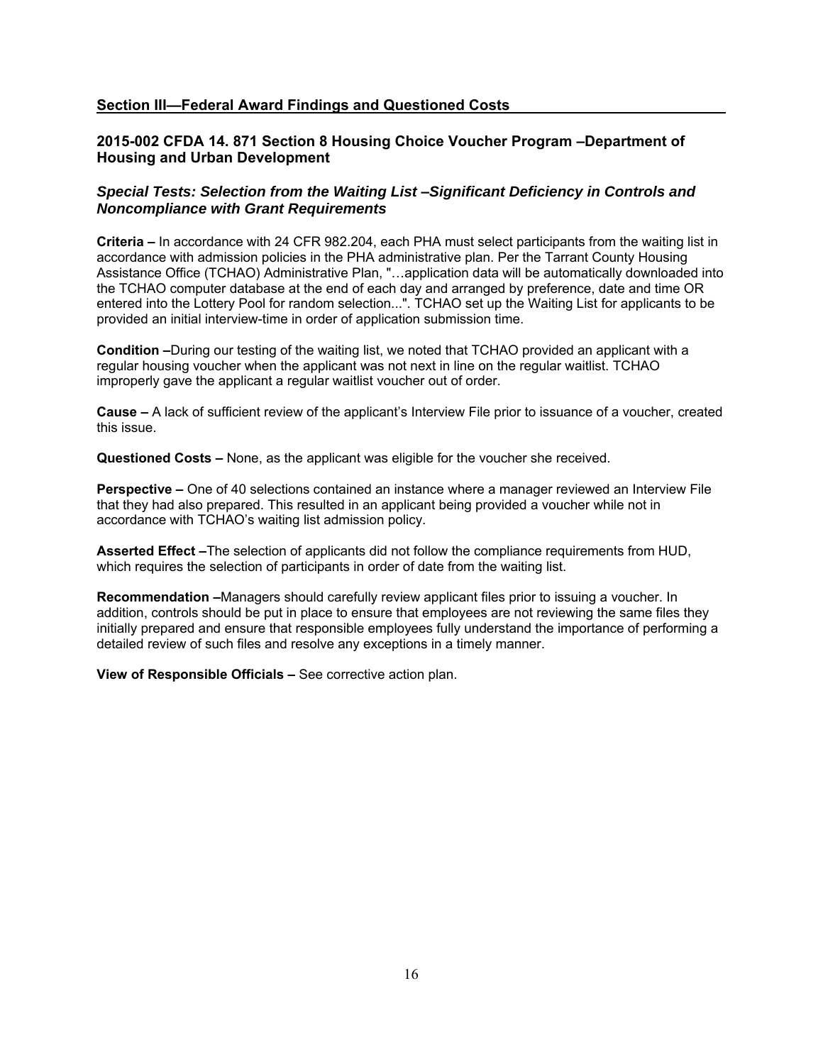## Section III—Federal Award Findings and Questioned Costs

### 2015-002 CFDA 14. 871 Section 8 Housing Choice Voucher Program –Department of Housing and Urban Development

#### *Special Tests: Selection from the Waiting List –Significant Deficiency in Controls and Noncompliance with Grant Requirements*

**Criteria –** In accordance with 24 CFR 982.204, each PHA must select participants from the waiting list in accordance with admission policies in the PHA administrative plan. Per the Tarrant County Housing Assistance Office (TCHAO) Administrative Plan, "…application data will be automatically downloaded into the TCHAO computer database at the end of each day and arranged by preference, date and time OR entered into the Lottery Pool for random selection...". TCHAO set up the Waiting List for applicants to be provided an initial interview-time in order of application submission time.

**Condition –**During our testing of the waiting list, we noted that TCHAO provided an applicant with a regular housing voucher when the applicant was not next in line on the regular waitlist. TCHAO improperly gave the applicant a regular waitlist voucher out of order.

**Cause –** A lack of sufficient review of the applicant's Interview File prior to issuance of a voucher, created this issue.

**Questioned Costs –** None, as the applicant was eligible for the voucher she received.

**Perspective –** One of 40 selections contained an instance where a manager reviewed an Interview File that they had also prepared. This resulted in an applicant being provided a voucher while not in accordance with TCHAO's waiting list admission policy.

**Asserted Effect –**The selection of applicants did not follow the compliance requirements from HUD, which requires the selection of participants in order of date from the waiting list.

**Recommendation –**Managers should carefully review applicant files prior to issuing a voucher. In addition, controls should be put in place to ensure that employees are not reviewing the same files they initially prepared and ensure that responsible employees fully understand the importance of performing a detailed review of such files and resolve any exceptions in a timely manner.

**View of Responsible Officials –** See corrective action plan.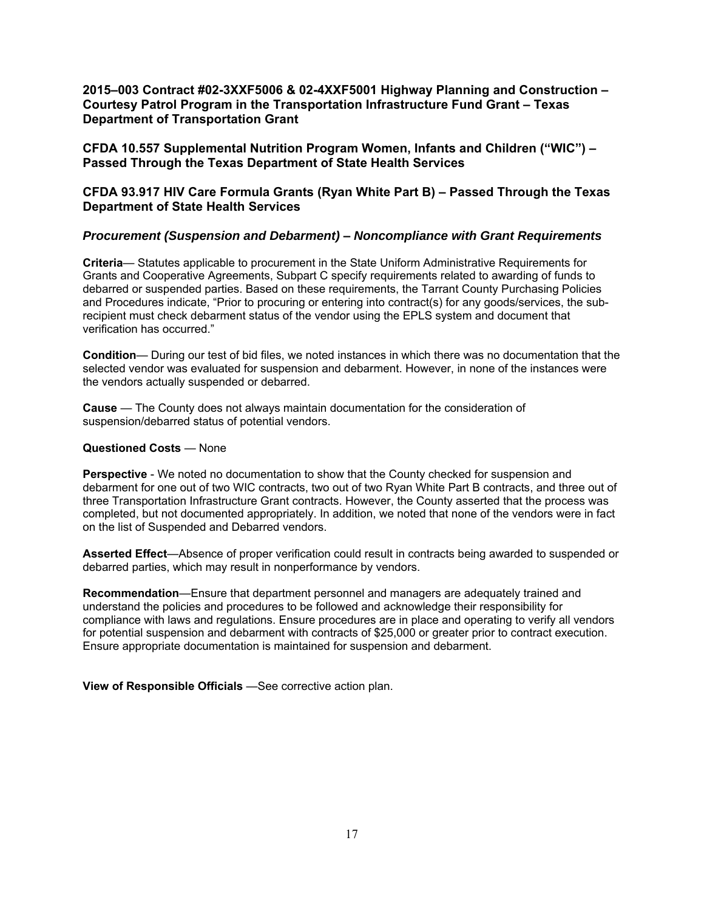### 2015–003 Contract #02-3XXF5006 & 02-4XXF5001 Highway Planning and Construction – Courtesy Patrol Program in the Transportation Infrastructure Fund Grant – Texas Department of Transportation Grant

### CFDA 10.557 Supplemental Nutrition Program Women, Infants and Children ("WIC") – Passed Through the Texas Department of State Health Services

### CFDA 93.917 HIV Care Formula Grants (Ryan White Part B) – Passed Through the Texas Department of State Health Services

#### *Procurement (Suspension and Debarment) – Noncompliance with Grant Requirements*

**Criteria**— Statutes applicable to procurement in the State Uniform Administrative Requirements for Grants and Cooperative Agreements, Subpart C specify requirements related to awarding of funds to debarred or suspended parties. Based on these requirements, the Tarrant County Purchasing Policies and Procedures indicate, "Prior to procuring or entering into contract(s) for any goods/services, the sub-recipient must check debarment status of the vendor using the EPLS system and document that verification has occurred."

**Condition**— During our test of bid files, we noted instances in which there was no documentation that the selected vendor was evaluated for suspension and debarment. However, in none of the instances were the vendors actually suspended or debarred.

**Cause** — The County does not always maintain documentation for the consideration of suspension/debarred status of potential vendors.

**Questioned Costs** — None

**Perspective** - We noted no documentation to show that the County checked for suspension and debarment for one out of two WIC contracts, two out of two Ryan White Part B contracts, and three out of three Transportation Infrastructure Grant contracts. However, the County asserted that the process was completed, but not documented appropriately. In addition, we noted that none of the vendors were in fact on the list of Suspended and Debarred vendors.

**Asserted Effect**—Absence of proper verification could result in contracts being awarded to suspended or debarred parties, which may result in nonperformance by vendors.

**Recommendation**—Ensure that department personnel and managers are adequately trained and understand the policies and procedures to be followed and acknowledge their responsibility for compliance with laws and regulations. Ensure procedures are in place and operating to verify all vendors for potential suspension and debarment with contracts of $25,000 or greater prior to contract execution. Ensure appropriate documentation is maintained for suspension and debarment.

**View of Responsible Officials** —See corrective action plan.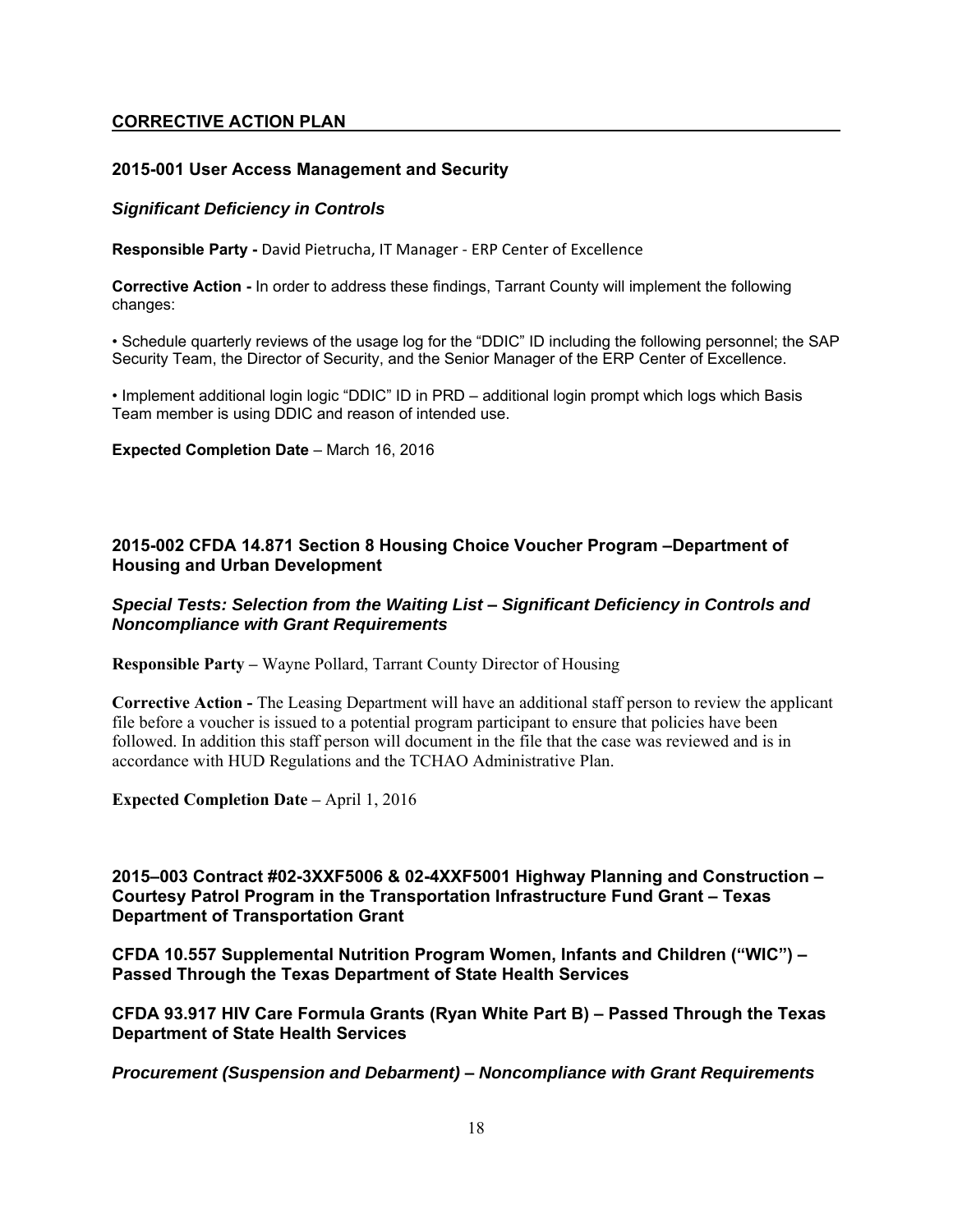## CORRECTIVE ACTION PLAN

### 2015-001 User Access Management and Security

***Significant Deficiency in Controls***

**Responsible Party -** David Pietrucha, IT Manager - ERP Center of Excellence

**Corrective Action -** In order to address these findings, Tarrant County will implement the following changes:

- Schedule quarterly reviews of the usage log for the “DDIC” ID including the following personnel; the SAP Security Team, the Director of Security, and the Senior Manager of the ERP Center of Excellence.

- Implement additional login logic “DDIC” ID in PRD – additional login prompt which logs which Basis Team member is using DDIC and reason of intended use.

**Expected Completion Date** – March 16, 2016

### 2015-002 CFDA 14.871 Section 8 Housing Choice Voucher Program –Department of Housing and Urban Development

***Special Tests: Selection from the Waiting List – Significant Deficiency in Controls and Noncompliance with Grant Requirements***

**Responsible Party –** Wayne Pollard, Tarrant County Director of Housing

**Corrective Action -** The Leasing Department will have an additional staff person to review the applicant file before a voucher is issued to a potential program participant to ensure that policies have been followed. In addition this staff person will document in the file that the case was reviewed and is in accordance with HUD Regulations and the TCHAO Administrative Plan.

**Expected Completion Date –** April 1, 2016

### 2015–003 Contract #02-3XXF5006 & 02-4XXF5001 Highway Planning and Construction – Courtesy Patrol Program in the Transportation Infrastructure Fund Grant – Texas Department of Transportation Grant

### CFDA 10.557 Supplemental Nutrition Program Women, Infants and Children (“WIC”) – Passed Through the Texas Department of State Health Services

### CFDA 93.917 HIV Care Formula Grants (Ryan White Part B) – Passed Through the Texas Department of State Health Services

***Procurement (Suspension and Debarment) – Noncompliance with Grant Requirements***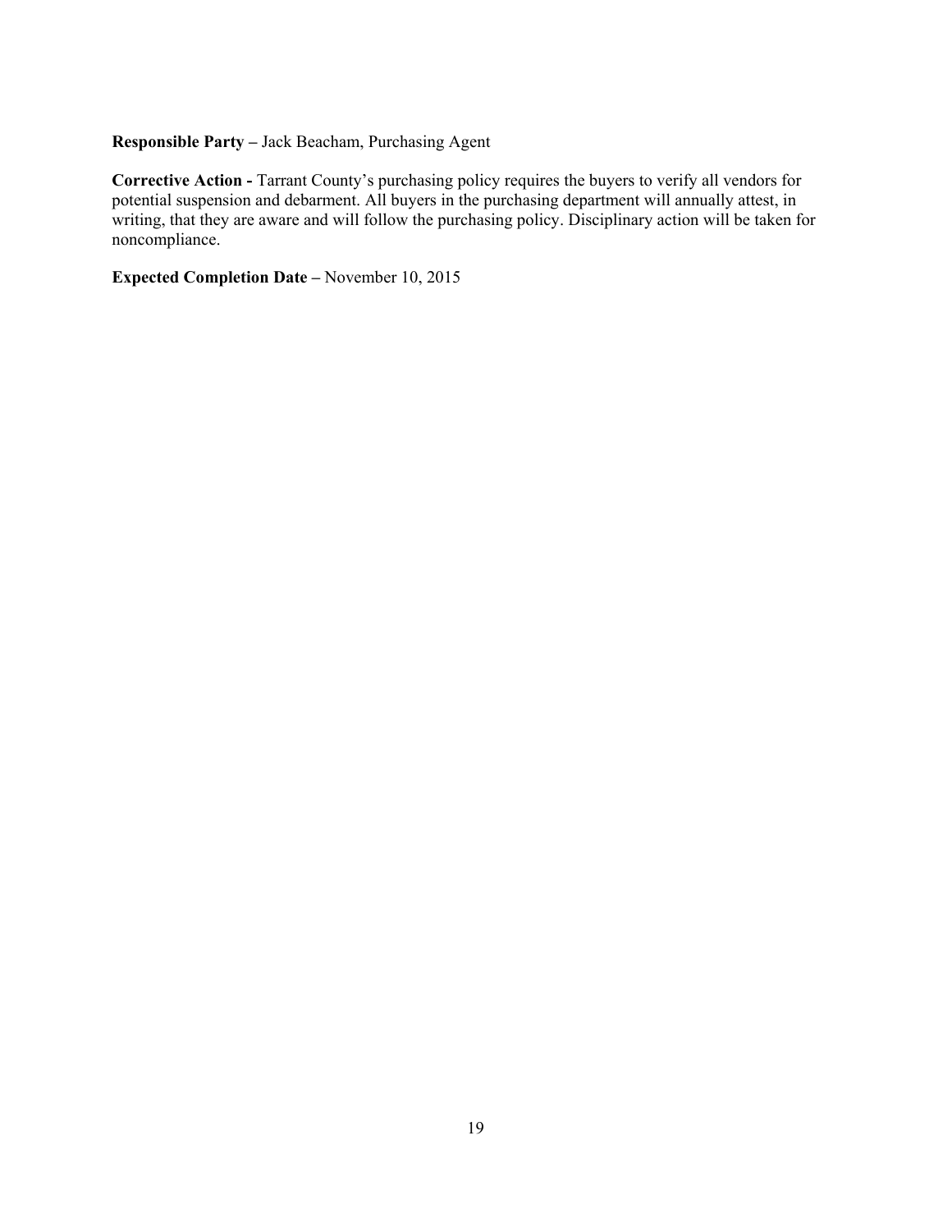**Responsible Party –** Jack Beacham, Purchasing Agent

**Corrective Action -** Tarrant County's purchasing policy requires the buyers to verify all vendors for potential suspension and debarment. All buyers in the purchasing department will annually attest, in writing, that they are aware and will follow the purchasing policy. Disciplinary action will be taken for noncompliance.

**Expected Completion Date –** November 10, 2015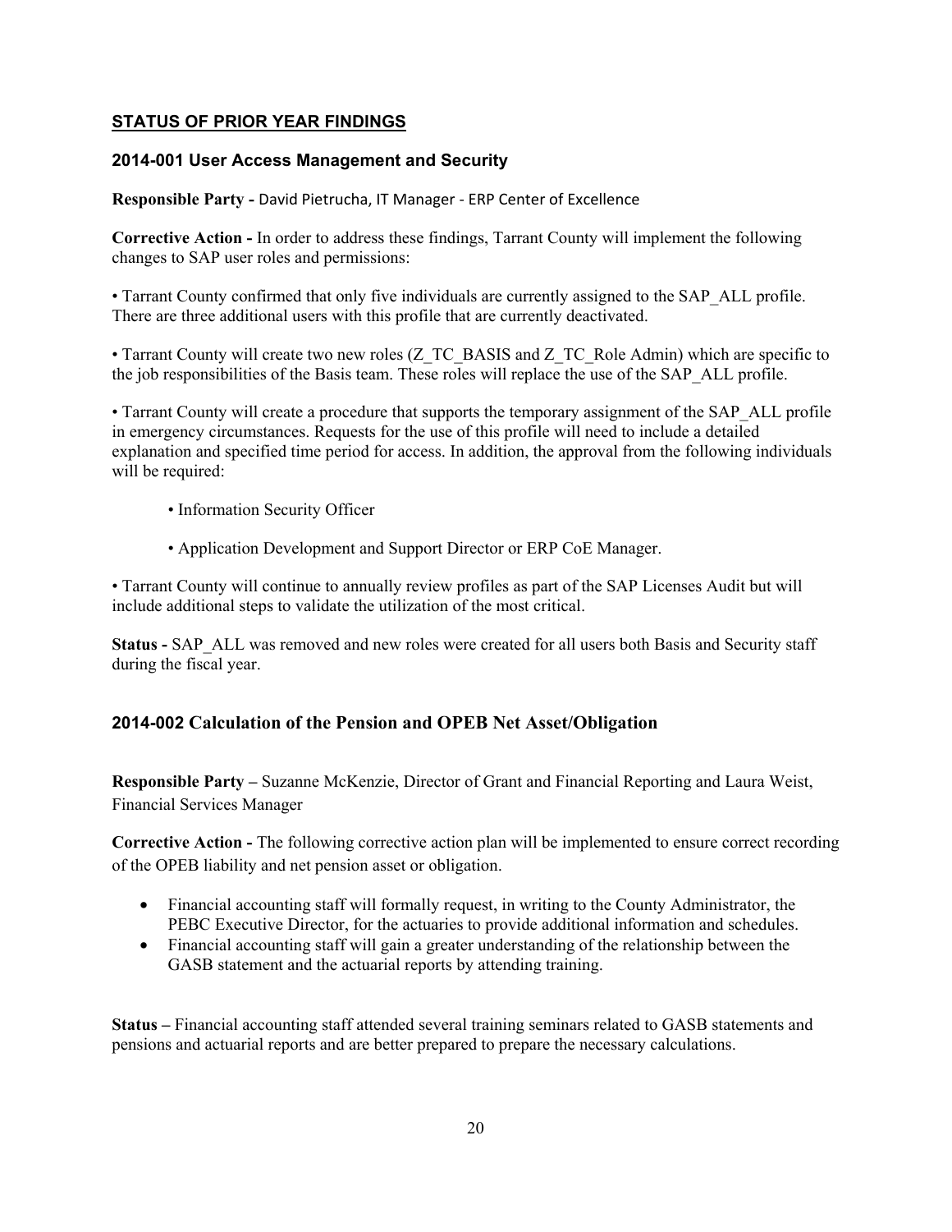## STATUS OF PRIOR YEAR FINDINGS

### 2014-001 User Access Management and Security

**Responsible Party -** David Pietrucha, IT Manager - ERP Center of Excellence

**Corrective Action -** In order to address these findings, Tarrant County will implement the following changes to SAP user roles and permissions:

• Tarrant County confirmed that only five individuals are currently assigned to the SAP_ALL profile. There are three additional users with this profile that are currently deactivated.

• Tarrant County will create two new roles (Z_TC_BASIS and Z_TC_Role Admin) which are specific to the job responsibilities of the Basis team. These roles will replace the use of the SAP_ALL profile.

• Tarrant County will create a procedure that supports the temporary assignment of the SAP_ALL profile in emergency circumstances. Requests for the use of this profile will need to include a detailed explanation and specified time period for access. In addition, the approval from the following individuals will be required:

- Information Security Officer
- Application Development and Support Director or ERP CoE Manager.

• Tarrant County will continue to annually review profiles as part of the SAP Licenses Audit but will include additional steps to validate the utilization of the most critical.

**Status -** SAP_ALL was removed and new roles were created for all users both Basis and Security staff during the fiscal year.

### 2014-002 Calculation of the Pension and OPEB Net Asset/Obligation

**Responsible Party –** Suzanne McKenzie, Director of Grant and Financial Reporting and Laura Weist, Financial Services Manager

**Corrective Action -** The following corrective action plan will be implemented to ensure correct recording of the OPEB liability and net pension asset or obligation.

- Financial accounting staff will formally request, in writing to the County Administrator, the PEBC Executive Director, for the actuaries to provide additional information and schedules.
- Financial accounting staff will gain a greater understanding of the relationship between the GASB statement and the actuarial reports by attending training.

**Status –** Financial accounting staff attended several training seminars related to GASB statements and pensions and actuarial reports and are better prepared to prepare the necessary calculations.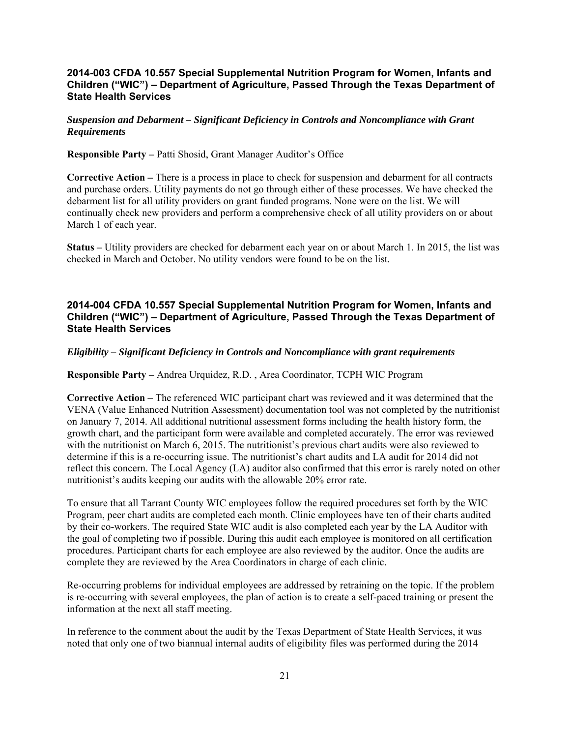### 2014-003 CFDA 10.557 Special Supplemental Nutrition Program for Women, Infants and Children ("WIC") – Department of Agriculture, Passed Through the Texas Department of State Health Services

***Suspension and Debarment – Significant Deficiency in Controls and Noncompliance with Grant Requirements***

**Responsible Party –** Patti Shosid, Grant Manager Auditor's Office

**Corrective Action –** There is a process in place to check for suspension and debarment for all contracts and purchase orders. Utility payments do not go through either of these processes. We have checked the debarment list for all utility providers on grant funded programs. None were on the list. We will continually check new providers and perform a comprehensive check of all utility providers on or about March 1 of each year.

**Status –** Utility providers are checked for debarment each year on or about March 1. In 2015, the list was checked in March and October. No utility vendors were found to be on the list.

### 2014-004 CFDA 10.557 Special Supplemental Nutrition Program for Women, Infants and Children ("WIC") – Department of Agriculture, Passed Through the Texas Department of State Health Services

***Eligibility – Significant Deficiency in Controls and Noncompliance with grant requirements***

**Responsible Party –** Andrea Urquidez, R.D. , Area Coordinator, TCPH WIC Program

**Corrective Action –** The referenced WIC participant chart was reviewed and it was determined that the VENA (Value Enhanced Nutrition Assessment) documentation tool was not completed by the nutritionist on January 7, 2014. All additional nutritional assessment forms including the health history form, the growth chart, and the participant form were available and completed accurately. The error was reviewed with the nutritionist on March 6, 2015. The nutritionist's previous chart audits were also reviewed to determine if this is a re-occurring issue. The nutritionist's chart audits and LA audit for 2014 did not reflect this concern. The Local Agency (LA) auditor also confirmed that this error is rarely noted on other nutritionist's audits keeping our audits with the allowable 20% error rate.

To ensure that all Tarrant County WIC employees follow the required procedures set forth by the WIC Program, peer chart audits are completed each month. Clinic employees have ten of their charts audited by their co-workers. The required State WIC audit is also completed each year by the LA Auditor with the goal of completing two if possible. During this audit each employee is monitored on all certification procedures. Participant charts for each employee are also reviewed by the auditor. Once the audits are complete they are reviewed by the Area Coordinators in charge of each clinic.

Re-occurring problems for individual employees are addressed by retraining on the topic. If the problem is re-occurring with several employees, the plan of action is to create a self-paced training or present the information at the next all staff meeting.

In reference to the comment about the audit by the Texas Department of State Health Services, it was noted that only one of two biannual internal audits of eligibility files was performed during the 2014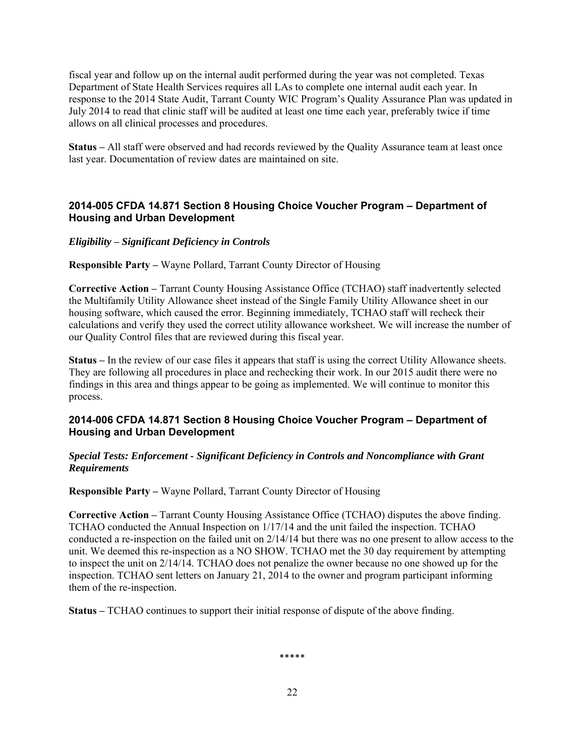fiscal year and follow up on the internal audit performed during the year was not completed. Texas Department of State Health Services requires all LAs to complete one internal audit each year. In response to the 2014 State Audit, Tarrant County WIC Program's Quality Assurance Plan was updated in July 2014 to read that clinic staff will be audited at least one time each year, preferably twice if time allows on all clinical processes and procedures.

**Status –** All staff were observed and had records reviewed by the Quality Assurance team at least once last year. Documentation of review dates are maintained on site.

### 2014-005 CFDA 14.871 Section 8 Housing Choice Voucher Program – Department of Housing and Urban Development

***Eligibility – Significant Deficiency in Controls***

**Responsible Party –** Wayne Pollard, Tarrant County Director of Housing

**Corrective Action –** Tarrant County Housing Assistance Office (TCHAO) staff inadvertently selected the Multifamily Utility Allowance sheet instead of the Single Family Utility Allowance sheet in our housing software, which caused the error. Beginning immediately, TCHAO staff will recheck their calculations and verify they used the correct utility allowance worksheet. We will increase the number of our Quality Control files that are reviewed during this fiscal year.

**Status –** In the review of our case files it appears that staff is using the correct Utility Allowance sheets. They are following all procedures in place and rechecking their work. In our 2015 audit there were no findings in this area and things appear to be going as implemented. We will continue to monitor this process.

### 2014-006 CFDA 14.871 Section 8 Housing Choice Voucher Program – Department of Housing and Urban Development

***Special Tests: Enforcement - Significant Deficiency in Controls and Noncompliance with Grant Requirements***

**Responsible Party –** Wayne Pollard, Tarrant County Director of Housing

**Corrective Action –** Tarrant County Housing Assistance Office (TCHAO) disputes the above finding. TCHAO conducted the Annual Inspection on 1/17/14 and the unit failed the inspection. TCHAO conducted a re-inspection on the failed unit on 2/14/14 but there was no one present to allow access to the unit. We deemed this re-inspection as a NO SHOW. TCHAO met the 30 day requirement by attempting to inspect the unit on 2/14/14. TCHAO does not penalize the owner because no one showed up for the inspection. TCHAO sent letters on January 21, 2014 to the owner and program participant informing them of the re-inspection.

**Status –** TCHAO continues to support their initial response of dispute of the above finding.

\*\*\*\*\*